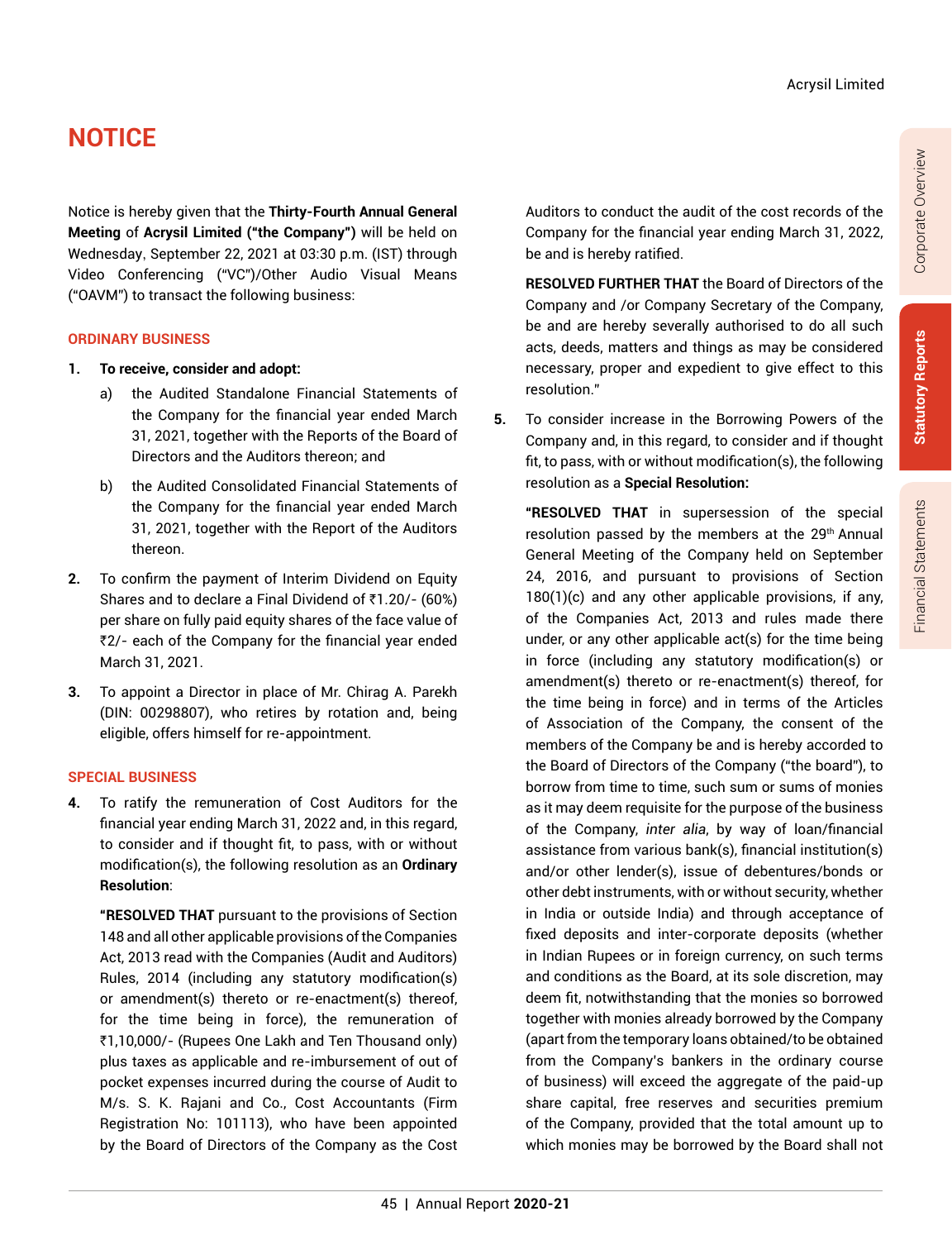# NOTICE

Notice is hereby given that the **Thirty-Fourth Annual General Meeting** of **Acrysil Limited ("the Company")** will be held on Wednesday, September 22, 2021 at 03:30 p.m. (IST) through Video Conferencing ("VC")/Other Audio Visual Means ("OAVM") to transact the following business:

## ORDINARY BUSINESS

1. **To receive, consider and adopt:**

   a) the Audited Standalone Financial Statements of the Company for the financial year ended March 31, 2021, together with the Reports of the Board of Directors and the Auditors thereon; and

   b) the Audited Consolidated Financial Statements of the Company for the financial year ended March 31, 2021, together with the Report of the Auditors thereon.

2. To confirm the payment of Interim Dividend on Equity Shares and to declare a Final Dividend of ₹1.20/- (60%) per share on fully paid equity shares of the face value of ₹2/- each of the Company for the financial year ended March 31, 2021.

3. To appoint a Director in place of Mr. Chirag A. Parekh (DIN: 00298807), who retires by rotation and, being eligible, offers himself for re-appointment.

## SPECIAL BUSINESS

4. To ratify the remuneration of Cost Auditors for the financial year ending March 31, 2022 and, in this regard, to consider and if thought fit, to pass, with or without modification(s), the following resolution as an **Ordinary Resolution**:

   **"RESOLVED THAT** pursuant to the provisions of Section 148 and all other applicable provisions of the Companies Act, 2013 read with the Companies (Audit and Auditors) Rules, 2014 (including any statutory modification(s) or amendment(s) thereto or re-enactment(s) thereof, for the time being in force), the remuneration of ₹1,10,000/- (Rupees One Lakh and Ten Thousand only) plus taxes as applicable and re-imbursement of out of pocket expenses incurred during the course of Audit to M/s. S. K. Rajani and Co., Cost Accountants (Firm Registration No: 101113), who have been appointed by the Board of Directors of the Company as the Cost Auditors to conduct the audit of the cost records of the Company for the financial year ending March 31, 2022, be and is hereby ratified.

   **RESOLVED FURTHER THAT** the Board of Directors of the Company and /or Company Secretary of the Company, be and are hereby severally authorised to do all such acts, deeds, matters and things as may be considered necessary, proper and expedient to give effect to this resolution."

5. To consider increase in the Borrowing Powers of the Company and, in this regard, to consider and if thought fit, to pass, with or without modification(s), the following resolution as a **Special Resolution:**

   **"RESOLVED THAT** in supersession of the special resolution passed by the members at the 29th Annual General Meeting of the Company held on September 24, 2016, and pursuant to provisions of Section 180(1)(c) and any other applicable provisions, if any, of the Companies Act, 2013 and rules made there under, or any other applicable act(s) for the time being in force (including any statutory modification(s) or amendment(s) thereto or re-enactment(s) thereof, for the time being in force) and in terms of the Articles of Association of the Company, the consent of the members of the Company be and is hereby accorded to the Board of Directors of the Company ("the board"), to borrow from time to time, such sum or sums of monies as it may deem requisite for the purpose of the business of the Company, *inter alia*, by way of loan/financial assistance from various bank(s), financial institution(s) and/or other lender(s), issue of debentures/bonds or other debt instruments, with or without security, whether in India or outside India) and through acceptance of fixed deposits and inter-corporate deposits (whether in Indian Rupees or in foreign currency, on such terms and conditions as the Board, at its sole discretion, may deem fit, notwithstanding that the monies so borrowed together with monies already borrowed by the Company (apart from the temporary loans obtained/to be obtained from the Company's bankers in the ordinary course of business) will exceed the aggregate of the paid-up share capital, free reserves and securities premium of the Company, provided that the total amount up to which monies may be borrowed by the Board shall not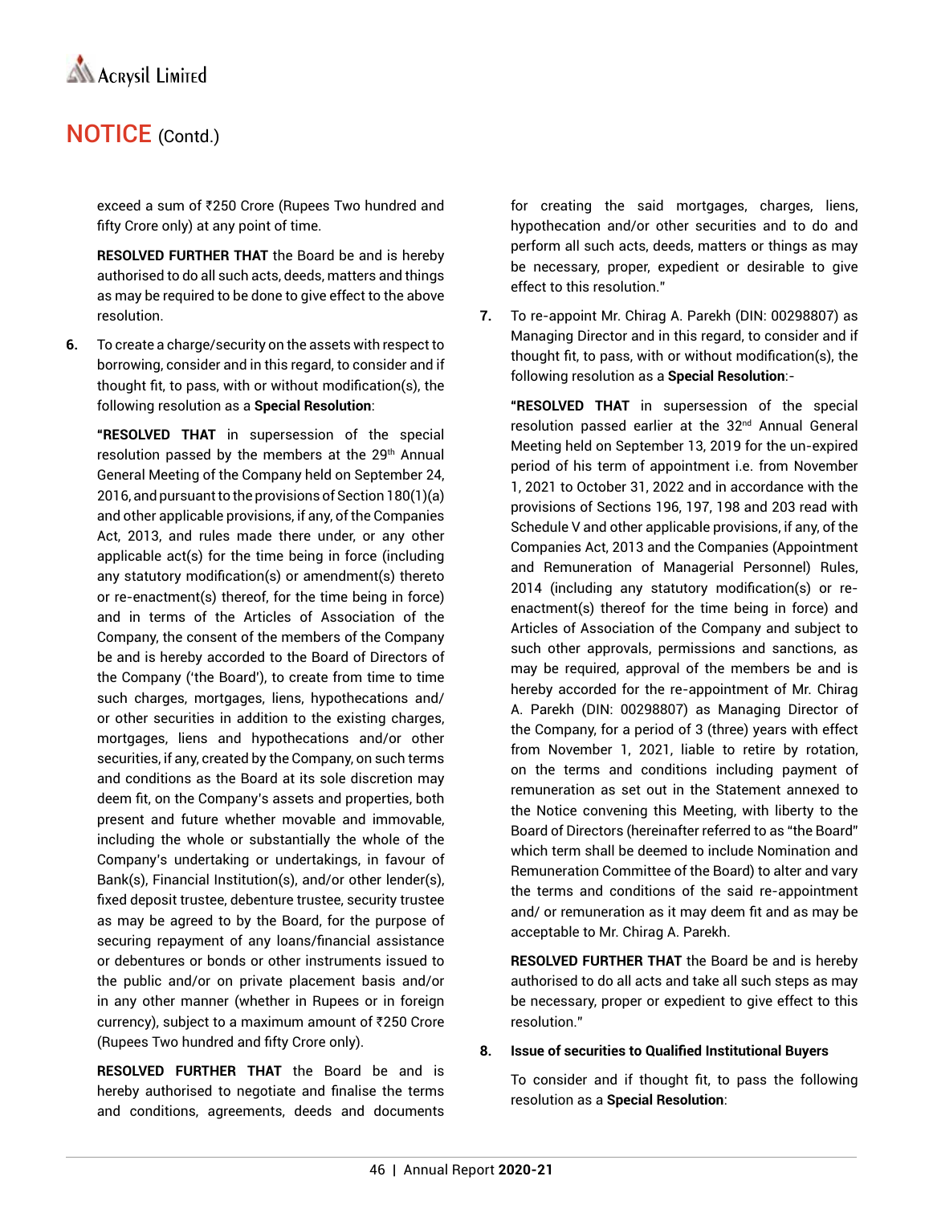## NOTICE (Contd.)

exceed a sum of ₹250 Crore (Rupees Two hundred and fifty Crore only) at any point of time.

**RESOLVED FURTHER THAT** the Board be and is hereby authorised to do all such acts, deeds, matters and things as may be required to be done to give effect to the above resolution.

6. To create a charge/security on the assets with respect to borrowing, consider and in this regard, to consider and if thought fit, to pass, with or without modification(s), the following resolution as a **Special Resolution**:

**"RESOLVED THAT** in supersession of the special resolution passed by the members at the 29th Annual General Meeting of the Company held on September 24, 2016, and pursuant to the provisions of Section 180(1)(a) and other applicable provisions, if any, of the Companies Act, 2013, and rules made there under, or any other applicable act(s) for the time being in force (including any statutory modification(s) or amendment(s) thereto or re-enactment(s) thereof, for the time being in force) and in terms of the Articles of Association of the Company, the consent of the members of the Company be and is hereby accorded to the Board of Directors of the Company ('the Board'), to create from time to time such charges, mortgages, liens, hypothecations and/ or other securities in addition to the existing charges, mortgages, liens and hypothecations and/or other securities, if any, created by the Company, on such terms and conditions as the Board at its sole discretion may deem fit, on the Company's assets and properties, both present and future whether movable and immovable, including the whole or substantially the whole of the Company's undertaking or undertakings, in favour of Bank(s), Financial Institution(s), and/or other lender(s), fixed deposit trustee, debenture trustee, security trustee as may be agreed to by the Board, for the purpose of securing repayment of any loans/financial assistance or debentures or bonds or other instruments issued to the public and/or on private placement basis and/or in any other manner (whether in Rupees or in foreign currency), subject to a maximum amount of ₹250 Crore (Rupees Two hundred and fifty Crore only).

**RESOLVED FURTHER THAT** the Board be and is hereby authorised to negotiate and finalise the terms and conditions, agreements, deeds and documents for creating the said mortgages, charges, liens, hypothecation and/or other securities and to do and perform all such acts, deeds, matters or things as may be necessary, proper, expedient or desirable to give effect to this resolution."

7. To re-appoint Mr. Chirag A. Parekh (DIN: 00298807) as Managing Director and in this regard, to consider and if thought fit, to pass, with or without modification(s), the following resolution as a **Special Resolution**:-

**"RESOLVED THAT** in supersession of the special resolution passed earlier at the 32nd Annual General Meeting held on September 13, 2019 for the un-expired period of his term of appointment i.e. from November 1, 2021 to October 31, 2022 and in accordance with the provisions of Sections 196, 197, 198 and 203 read with Schedule V and other applicable provisions, if any, of the Companies Act, 2013 and the Companies (Appointment and Remuneration of Managerial Personnel) Rules, 2014 (including any statutory modification(s) or re-enactment(s) thereof for the time being in force) and Articles of Association of the Company and subject to such other approvals, permissions and sanctions, as may be required, approval of the members be and is hereby accorded for the re-appointment of Mr. Chirag A. Parekh (DIN: 00298807) as Managing Director of the Company, for a period of 3 (three) years with effect from November 1, 2021, liable to retire by rotation, on the terms and conditions including payment of remuneration as set out in the Statement annexed to the Notice convening this Meeting, with liberty to the Board of Directors (hereinafter referred to as "the Board" which term shall be deemed to include Nomination and Remuneration Committee of the Board) to alter and vary the terms and conditions of the said re-appointment and/ or remuneration as it may deem fit and as may be acceptable to Mr. Chirag A. Parekh.

**RESOLVED FURTHER THAT** the Board be and is hereby authorised to do all acts and take all such steps as may be necessary, proper or expedient to give effect to this resolution."

8. **Issue of securities to Qualified Institutional Buyers**

To consider and if thought fit, to pass the following resolution as a **Special Resolution**: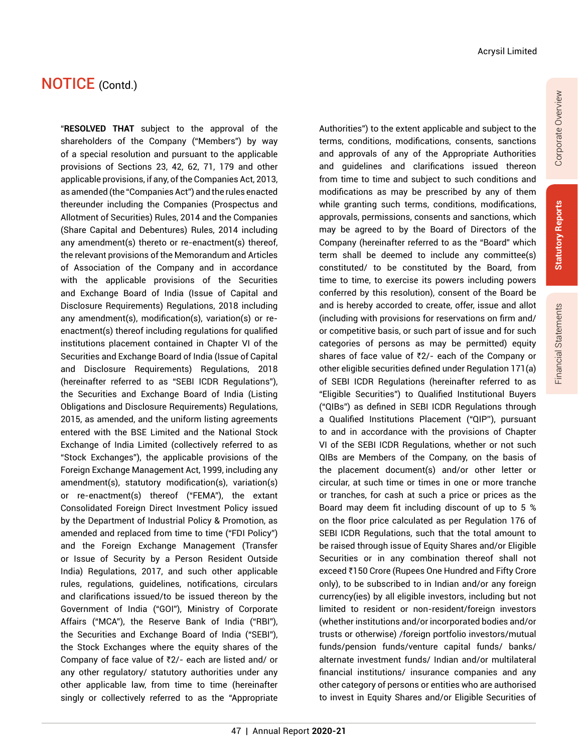## NOTICE (Contd.)

"**RESOLVED THAT** subject to the approval of the shareholders of the Company ("Members") by way of a special resolution and pursuant to the applicable provisions of Sections 23, 42, 62, 71, 179 and other applicable provisions, if any, of the Companies Act, 2013, as amended (the "Companies Act") and the rules enacted thereunder including the Companies (Prospectus and Allotment of Securities) Rules, 2014 and the Companies (Share Capital and Debentures) Rules, 2014 including any amendment(s) thereto or re-enactment(s) thereof, the relevant provisions of the Memorandum and Articles of Association of the Company and in accordance with the applicable provisions of the Securities and Exchange Board of India (Issue of Capital and Disclosure Requirements) Regulations, 2018 including any amendment(s), modification(s), variation(s) or re-enactment(s) thereof including regulations for qualified institutions placement contained in Chapter VI of the Securities and Exchange Board of India (Issue of Capital and Disclosure Requirements) Regulations, 2018 (hereinafter referred to as "SEBI ICDR Regulations"), the Securities and Exchange Board of India (Listing Obligations and Disclosure Requirements) Regulations, 2015, as amended, and the uniform listing agreements entered with the BSE Limited and the National Stock Exchange of India Limited (collectively referred to as "Stock Exchanges"), the applicable provisions of the Foreign Exchange Management Act, 1999, including any amendment(s), statutory modification(s), variation(s) or re-enactment(s) thereof ("FEMA"), the extant Consolidated Foreign Direct Investment Policy issued by the Department of Industrial Policy & Promotion, as amended and replaced from time to time ("FDI Policy") and the Foreign Exchange Management (Transfer or Issue of Security by a Person Resident Outside India) Regulations, 2017, and such other applicable rules, regulations, guidelines, notifications, circulars and clarifications issued/to be issued thereon by the Government of India ("GOI"), Ministry of Corporate Affairs ("MCA"), the Reserve Bank of India ("RBI"), the Securities and Exchange Board of India ("SEBI"), the Stock Exchanges where the equity shares of the Company of face value of ₹2/- each are listed and/ or any other regulatory/ statutory authorities under any other applicable law, from time to time (hereinafter singly or collectively referred to as the "Appropriate Authorities") to the extent applicable and subject to the terms, conditions, modifications, consents, sanctions and approvals of any of the Appropriate Authorities and guidelines and clarifications issued thereon from time to time and subject to such conditions and modifications as may be prescribed by any of them while granting such terms, conditions, modifications, approvals, permissions, consents and sanctions, which may be agreed to by the Board of Directors of the Company (hereinafter referred to as the "Board" which term shall be deemed to include any committee(s) constituted/ to be constituted by the Board, from time to time, to exercise its powers including powers conferred by this resolution), consent of the Board be and is hereby accorded to create, offer, issue and allot (including with provisions for reservations on firm and/ or competitive basis, or such part of issue and for such categories of persons as may be permitted) equity shares of face value of ₹2/- each of the Company or other eligible securities defined under Regulation 171(a) of SEBI ICDR Regulations (hereinafter referred to as "Eligible Securities") to Qualified Institutional Buyers ("QIBs") as defined in SEBI ICDR Regulations through a Qualified Institutions Placement ("QIP"), pursuant to and in accordance with the provisions of Chapter VI of the SEBI ICDR Regulations, whether or not such QIBs are Members of the Company, on the basis of the placement document(s) and/or other letter or circular, at such time or times in one or more tranche or tranches, for cash at such a price or prices as the Board may deem fit including discount of up to 5 % on the floor price calculated as per Regulation 176 of SEBI ICDR Regulations, such that the total amount to be raised through issue of Equity Shares and/or Eligible Securities or in any combination thereof shall not exceed ₹150 Crore (Rupees One Hundred and Fifty Crore only), to be subscribed to in Indian and/or any foreign currency(ies) by all eligible investors, including but not limited to resident or non-resident/foreign investors (whether institutions and/or incorporated bodies and/or trusts or otherwise) /foreign portfolio investors/mutual funds/pension funds/venture capital funds/ banks/ alternate investment funds/ Indian and/or multilateral financial institutions/ insurance companies and any other category of persons or entities who are authorised to invest in Equity Shares and/or Eligible Securities of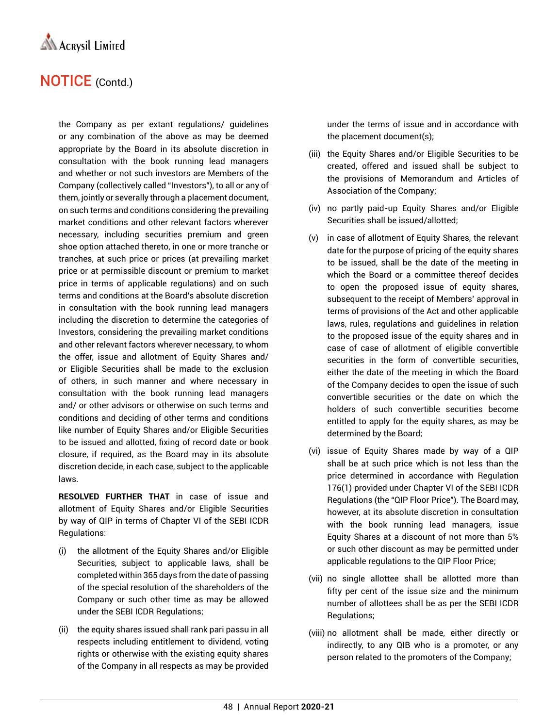## NOTICE (Contd.)

the Company as per extant regulations/ guidelines or any combination of the above as may be deemed appropriate by the Board in its absolute discretion in consultation with the book running lead managers and whether or not such investors are Members of the Company (collectively called "Investors"), to all or any of them, jointly or severally through a placement document, on such terms and conditions considering the prevailing market conditions and other relevant factors wherever necessary, including securities premium and green shoe option attached thereto, in one or more tranche or tranches, at such price or prices (at prevailing market price or at permissible discount or premium to market price in terms of applicable regulations) and on such terms and conditions at the Board's absolute discretion in consultation with the book running lead managers including the discretion to determine the categories of Investors, considering the prevailing market conditions and other relevant factors wherever necessary, to whom the offer, issue and allotment of Equity Shares and/ or Eligible Securities shall be made to the exclusion of others, in such manner and where necessary in consultation with the book running lead managers and/ or other advisors or otherwise on such terms and conditions and deciding of other terms and conditions like number of Equity Shares and/or Eligible Securities to be issued and allotted, fixing of record date or book closure, if required, as the Board may in its absolute discretion decide, in each case, subject to the applicable laws.

**RESOLVED FURTHER THAT** in case of issue and allotment of Equity Shares and/or Eligible Securities by way of QIP in terms of Chapter VI of the SEBI ICDR Regulations:

(i) the allotment of the Equity Shares and/or Eligible Securities, subject to applicable laws, shall be completed within 365 days from the date of passing of the special resolution of the shareholders of the Company or such other time as may be allowed under the SEBI ICDR Regulations;

(ii) the equity shares issued shall rank pari passu in all respects including entitlement to dividend, voting rights or otherwise with the existing equity shares of the Company in all respects as may be provided under the terms of issue and in accordance with the placement document(s);

(iii) the Equity Shares and/or Eligible Securities to be created, offered and issued shall be subject to the provisions of Memorandum and Articles of Association of the Company;

(iv) no partly paid-up Equity Shares and/or Eligible Securities shall be issued/allotted;

(v) in case of allotment of Equity Shares, the relevant date for the purpose of pricing of the equity shares to be issued, shall be the date of the meeting in which the Board or a committee thereof decides to open the proposed issue of equity shares, subsequent to the receipt of Members' approval in terms of provisions of the Act and other applicable laws, rules, regulations and guidelines in relation to the proposed issue of the equity shares and in case of case of allotment of eligible convertible securities in the form of convertible securities, either the date of the meeting in which the Board of the Company decides to open the issue of such convertible securities or the date on which the holders of such convertible securities become entitled to apply for the equity shares, as may be determined by the Board;

(vi) issue of Equity Shares made by way of a QIP shall be at such price which is not less than the price determined in accordance with Regulation 176(1) provided under Chapter VI of the SEBI ICDR Regulations (the "QIP Floor Price"). The Board may, however, at its absolute discretion in consultation with the book running lead managers, issue Equity Shares at a discount of not more than 5% or such other discount as may be permitted under applicable regulations to the QIP Floor Price;

(vii) no single allottee shall be allotted more than fifty per cent of the issue size and the minimum number of allottees shall be as per the SEBI ICDR Regulations;

(viii) no allotment shall be made, either directly or indirectly, to any QIB who is a promoter, or any person related to the promoters of the Company;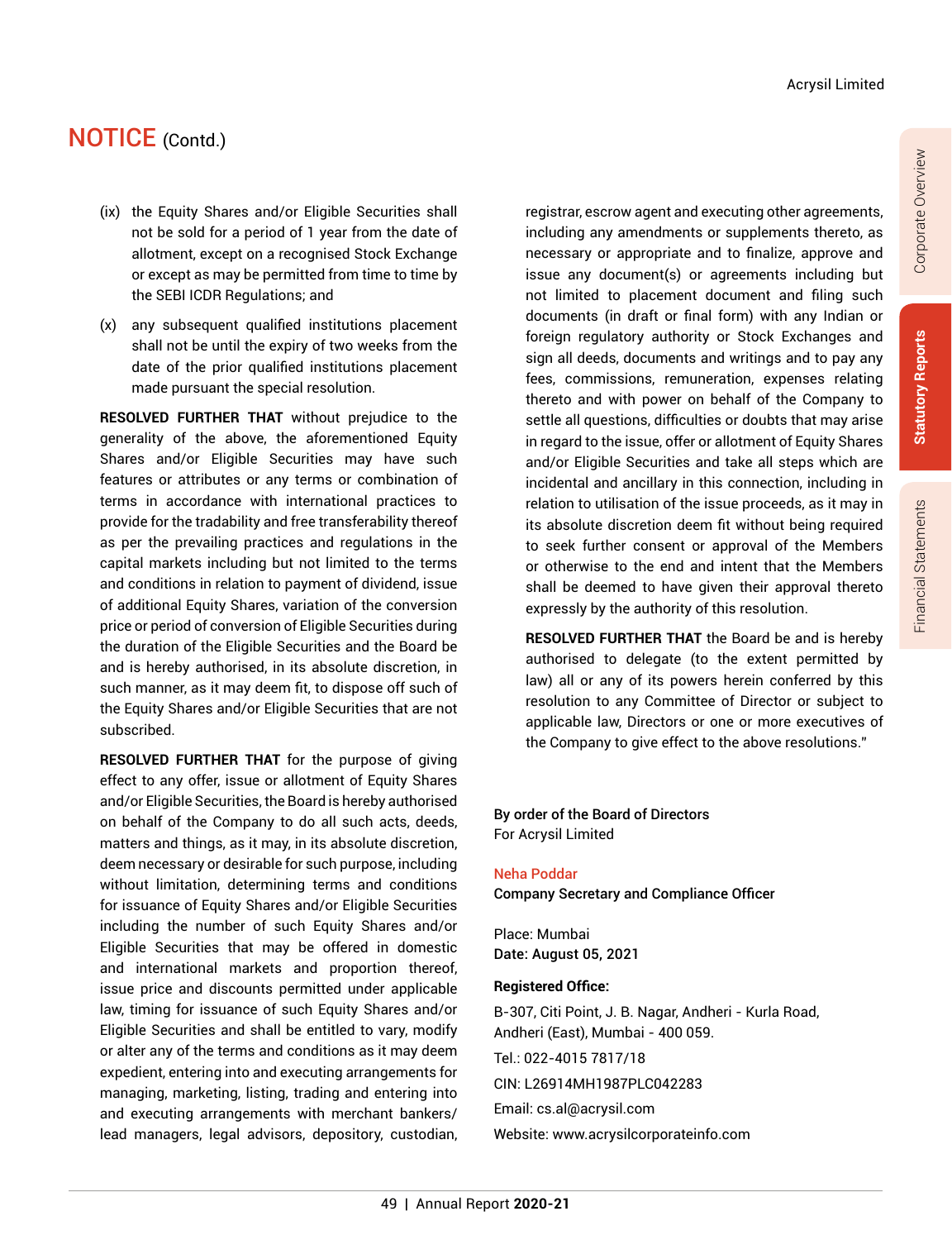# NOTICE (Contd.)

(ix) the Equity Shares and/or Eligible Securities shall not be sold for a period of 1 year from the date of allotment, except on a recognised Stock Exchange or except as may be permitted from time to time by the SEBI ICDR Regulations; and

(x) any subsequent qualified institutions placement shall not be until the expiry of two weeks from the date of the prior qualified institutions placement made pursuant the special resolution.

**RESOLVED FURTHER THAT** without prejudice to the generality of the above, the aforementioned Equity Shares and/or Eligible Securities may have such features or attributes or any terms or combination of terms in accordance with international practices to provide for the tradability and free transferability thereof as per the prevailing practices and regulations in the capital markets including but not limited to the terms and conditions in relation to payment of dividend, issue of additional Equity Shares, variation of the conversion price or period of conversion of Eligible Securities during the duration of the Eligible Securities and the Board be and is hereby authorised, in its absolute discretion, in such manner, as it may deem fit, to dispose off such of the Equity Shares and/or Eligible Securities that are not subscribed.

**RESOLVED FURTHER THAT** for the purpose of giving effect to any offer, issue or allotment of Equity Shares and/or Eligible Securities, the Board is hereby authorised on behalf of the Company to do all such acts, deeds, matters and things, as it may, in its absolute discretion, deem necessary or desirable for such purpose, including without limitation, determining terms and conditions for issuance of Equity Shares and/or Eligible Securities including the number of such Equity Shares and/or Eligible Securities that may be offered in domestic and international markets and proportion thereof, issue price and discounts permitted under applicable law, timing for issuance of such Equity Shares and/or Eligible Securities and shall be entitled to vary, modify or alter any of the terms and conditions as it may deem expedient, entering into and executing arrangements for managing, marketing, listing, trading and entering into and executing arrangements with merchant bankers/ lead managers, legal advisors, depository, custodian, registrar, escrow agent and executing other agreements, including any amendments or supplements thereto, as necessary or appropriate and to finalize, approve and issue any document(s) or agreements including but not limited to placement document and filing such documents (in draft or final form) with any Indian or foreign regulatory authority or Stock Exchanges and sign all deeds, documents and writings and to pay any fees, commissions, remuneration, expenses relating thereto and with power on behalf of the Company to settle all questions, difficulties or doubts that may arise in regard to the issue, offer or allotment of Equity Shares and/or Eligible Securities and take all steps which are incidental and ancillary in this connection, including in relation to utilisation of the issue proceeds, as it may in its absolute discretion deem fit without being required to seek further consent or approval of the Members or otherwise to the end and intent that the Members shall be deemed to have given their approval thereto expressly by the authority of this resolution.

**RESOLVED FURTHER THAT** the Board be and is hereby authorised to delegate (to the extent permitted by law) all or any of its powers herein conferred by this resolution to any Committee of Director or subject to applicable law, Directors or one or more executives of the Company to give effect to the above resolutions."

**By order of the Board of Directors**
For Acrysil Limited

Neha Poddar
**Company Secretary and Compliance Officer**

Place: Mumbai
**Date: August 05, 2021**

**Registered Office:**

B-307, Citi Point, J. B. Nagar, Andheri - Kurla Road, Andheri (East), Mumbai - 400 059.

Tel.: 022-4015 7817/18

CIN: L26914MH1987PLC042283

Email: cs.al@acrysil.com

Website: www.acrysilcorporateinfo.com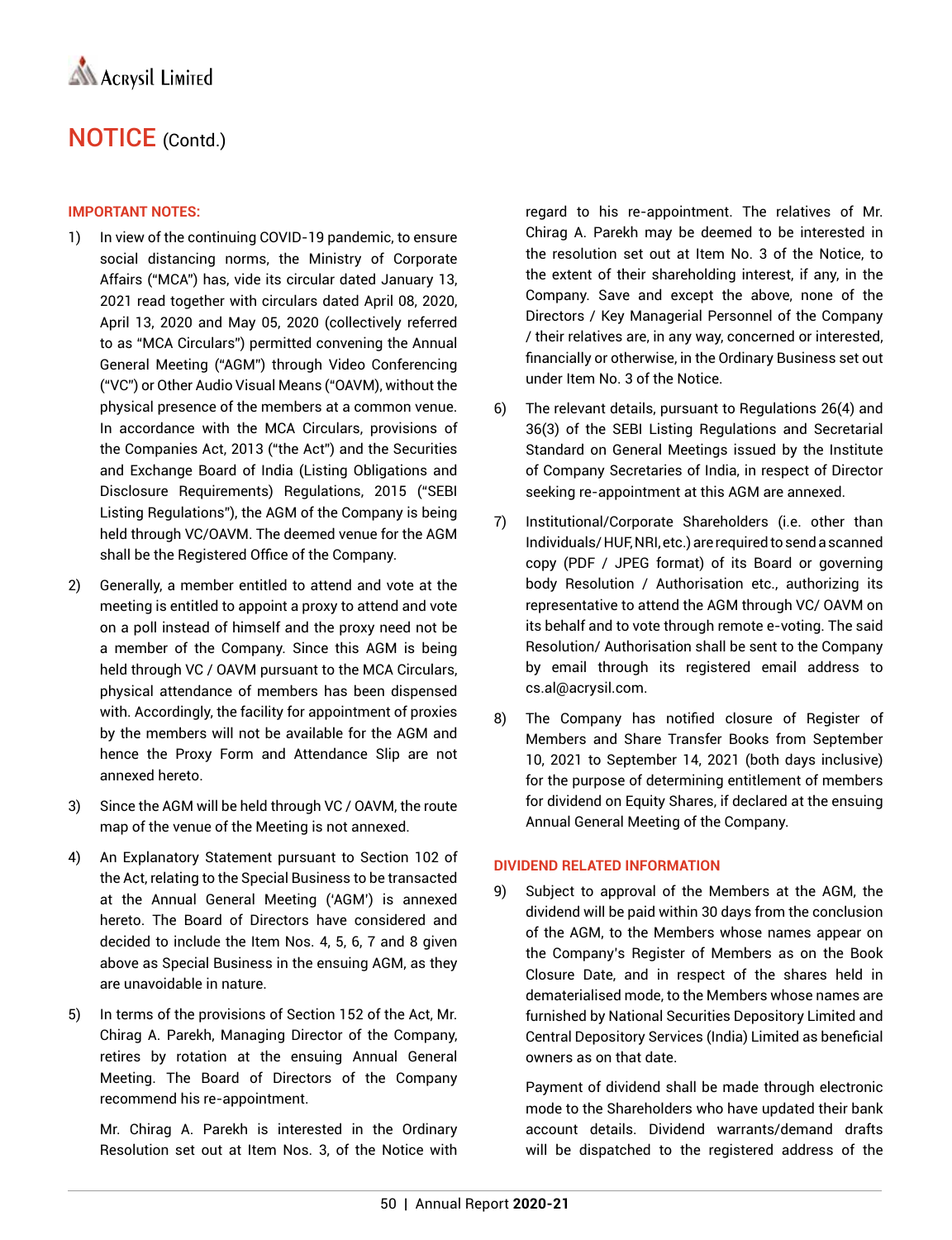# NOTICE (Contd.)

**IMPORTANT NOTES:**

1) In view of the continuing COVID-19 pandemic, to ensure social distancing norms, the Ministry of Corporate Affairs ("MCA") has, vide its circular dated January 13, 2021 read together with circulars dated April 08, 2020, April 13, 2020 and May 05, 2020 (collectively referred to as "MCA Circulars") permitted convening the Annual General Meeting ("AGM") through Video Conferencing ("VC") or Other Audio Visual Means ("OAVM), without the physical presence of the members at a common venue. In accordance with the MCA Circulars, provisions of the Companies Act, 2013 ("the Act") and the Securities and Exchange Board of India (Listing Obligations and Disclosure Requirements) Regulations, 2015 ("SEBI Listing Regulations"), the AGM of the Company is being held through VC/OAVM. The deemed venue for the AGM shall be the Registered Office of the Company.

2) Generally, a member entitled to attend and vote at the meeting is entitled to appoint a proxy to attend and vote on a poll instead of himself and the proxy need not be a member of the Company. Since this AGM is being held through VC / OAVM pursuant to the MCA Circulars, physical attendance of members has been dispensed with. Accordingly, the facility for appointment of proxies by the members will not be available for the AGM and hence the Proxy Form and Attendance Slip are not annexed hereto.

3) Since the AGM will be held through VC / OAVM, the route map of the venue of the Meeting is not annexed.

4) An Explanatory Statement pursuant to Section 102 of the Act, relating to the Special Business to be transacted at the Annual General Meeting ('AGM') is annexed hereto. The Board of Directors have considered and decided to include the Item Nos. 4, 5, 6, 7 and 8 given above as Special Business in the ensuing AGM, as they are unavoidable in nature.

5) In terms of the provisions of Section 152 of the Act, Mr. Chirag A. Parekh, Managing Director of the Company, retires by rotation at the ensuing Annual General Meeting. The Board of Directors of the Company recommend his re-appointment.

   Mr. Chirag A. Parekh is interested in the Ordinary Resolution set out at Item Nos. 3, of the Notice with regard to his re-appointment. The relatives of Mr. Chirag A. Parekh may be deemed to be interested in the resolution set out at Item No. 3 of the Notice, to the extent of their shareholding interest, if any, in the Company. Save and except the above, none of the Directors / Key Managerial Personnel of the Company / their relatives are, in any way, concerned or interested, financially or otherwise, in the Ordinary Business set out under Item No. 3 of the Notice.

6) The relevant details, pursuant to Regulations 26(4) and 36(3) of the SEBI Listing Regulations and Secretarial Standard on General Meetings issued by the Institute of Company Secretaries of India, in respect of Director seeking re-appointment at this AGM are annexed.

7) Institutional/Corporate Shareholders (i.e. other than Individuals/ HUF, NRI, etc.) are required to send a scanned copy (PDF / JPEG format) of its Board or governing body Resolution / Authorisation etc., authorizing its representative to attend the AGM through VC/ OAVM on its behalf and to vote through remote e-voting. The said Resolution/ Authorisation shall be sent to the Company by email through its registered email address to cs.al@acrysil.com.

8) The Company has notified closure of Register of Members and Share Transfer Books from September 10, 2021 to September 14, 2021 (both days inclusive) for the purpose of determining entitlement of members for dividend on Equity Shares, if declared at the ensuing Annual General Meeting of the Company.

**DIVIDEND RELATED INFORMATION**

9) Subject to approval of the Members at the AGM, the dividend will be paid within 30 days from the conclusion of the AGM, to the Members whose names appear on the Company's Register of Members as on the Book Closure Date, and in respect of the shares held in dematerialised mode, to the Members whose names are furnished by National Securities Depository Limited and Central Depository Services (India) Limited as beneficial owners as on that date.

   Payment of dividend shall be made through electronic mode to the Shareholders who have updated their bank account details. Dividend warrants/demand drafts will be dispatched to the registered address of the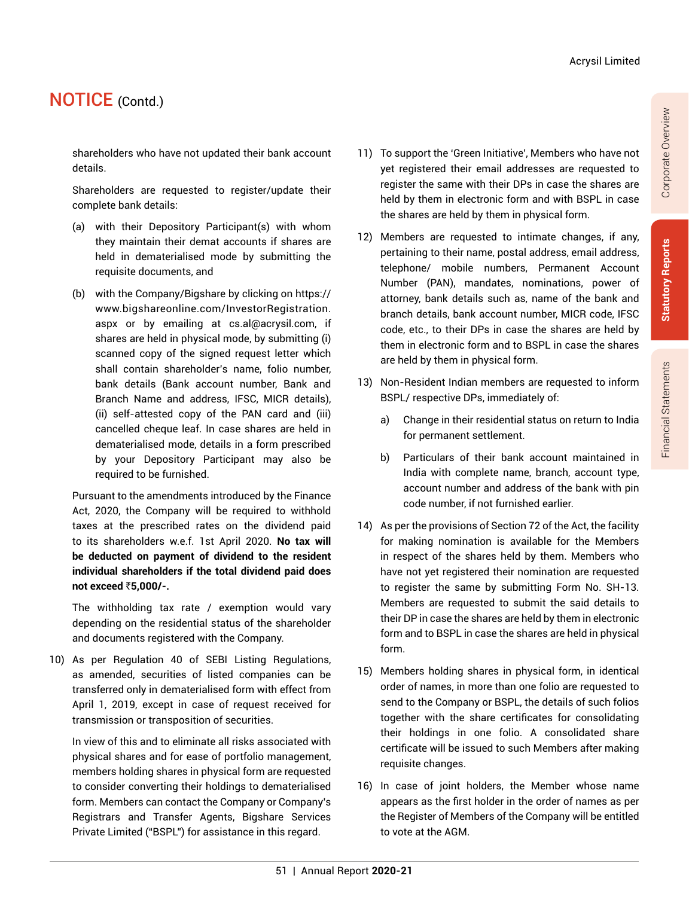## NOTICE (Contd.)

shareholders who have not updated their bank account details.

Shareholders are requested to register/update their complete bank details:

(a) with their Depository Participant(s) with whom they maintain their demat accounts if shares are held in dematerialised mode by submitting the requisite documents, and

(b) with the Company/Bigshare by clicking on https://www.bigshareonline.com/InvestorRegistration.aspx or by emailing at cs.al@acrysil.com, if shares are held in physical mode, by submitting (i) scanned copy of the signed request letter which shall contain shareholder's name, folio number, bank details (Bank account number, Bank and Branch Name and address, IFSC, MICR details), (ii) self-attested copy of the PAN card and (iii) cancelled cheque leaf. In case shares are held in dematerialised mode, details in a form prescribed by your Depository Participant may also be required to be furnished.

Pursuant to the amendments introduced by the Finance Act, 2020, the Company will be required to withhold taxes at the prescribed rates on the dividend paid to its shareholders w.e.f. 1st April 2020. **No tax will be deducted on payment of dividend to the resident individual shareholders if the total dividend paid does not exceed ₹5,000/-.**

The withholding tax rate / exemption would vary depending on the residential status of the shareholder and documents registered with the Company.

10) As per Regulation 40 of SEBI Listing Regulations, as amended, securities of listed companies can be transferred only in dematerialised form with effect from April 1, 2019, except in case of request received for transmission or transposition of securities.

In view of this and to eliminate all risks associated with physical shares and for ease of portfolio management, members holding shares in physical form are requested to consider converting their holdings to dematerialised form. Members can contact the Company or Company's Registrars and Transfer Agents, Bigshare Services Private Limited ("BSPL") for assistance in this regard.

11) To support the 'Green Initiative', Members who have not yet registered their email addresses are requested to register the same with their DPs in case the shares are held by them in electronic form and with BSPL in case the shares are held by them in physical form.

12) Members are requested to intimate changes, if any, pertaining to their name, postal address, email address, telephone/ mobile numbers, Permanent Account Number (PAN), mandates, nominations, power of attorney, bank details such as, name of the bank and branch details, bank account number, MICR code, IFSC code, etc., to their DPs in case the shares are held by them in electronic form and to BSPL in case the shares are held by them in physical form.

13) Non-Resident Indian members are requested to inform BSPL/ respective DPs, immediately of:

a) Change in their residential status on return to India for permanent settlement.

b) Particulars of their bank account maintained in India with complete name, branch, account type, account number and address of the bank with pin code number, if not furnished earlier.

14) As per the provisions of Section 72 of the Act, the facility for making nomination is available for the Members in respect of the shares held by them. Members who have not yet registered their nomination are requested to register the same by submitting Form No. SH-13. Members are requested to submit the said details to their DP in case the shares are held by them in electronic form and to BSPL in case the shares are held in physical form.

15) Members holding shares in physical form, in identical order of names, in more than one folio are requested to send to the Company or BSPL, the details of such folios together with the share certificates for consolidating their holdings in one folio. A consolidated share certificate will be issued to such Members after making requisite changes.

16) In case of joint holders, the Member whose name appears as the first holder in the order of names as per the Register of Members of the Company will be entitled to vote at the AGM.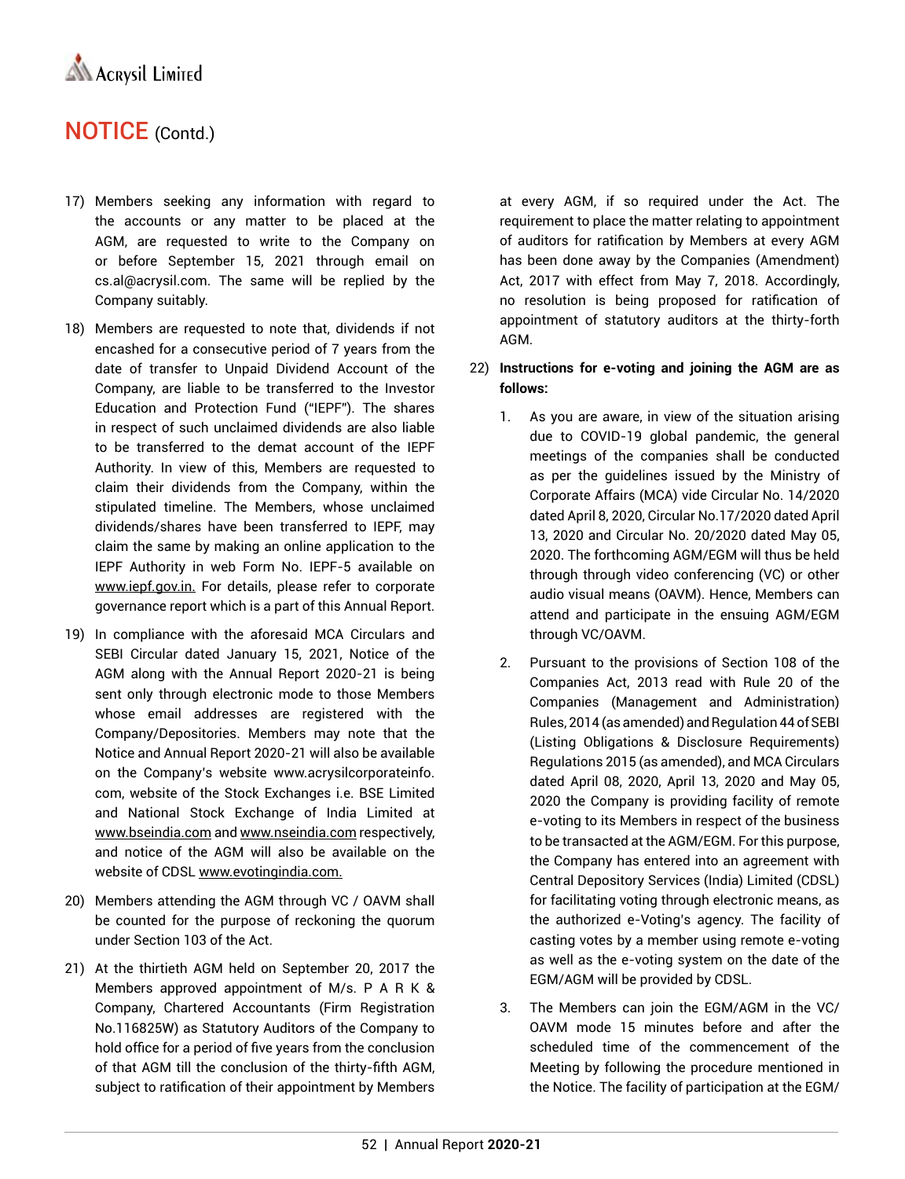# NOTICE (Contd.)

17) Members seeking any information with regard to the accounts or any matter to be placed at the AGM, are requested to write to the Company on or before September 15, 2021 through email on cs.al@acrysil.com. The same will be replied by the Company suitably.

18) Members are requested to note that, dividends if not encashed for a consecutive period of 7 years from the date of transfer to Unpaid Dividend Account of the Company, are liable to be transferred to the Investor Education and Protection Fund ("IEPF"). The shares in respect of such unclaimed dividends are also liable to be transferred to the demat account of the IEPF Authority. In view of this, Members are requested to claim their dividends from the Company, within the stipulated timeline. The Members, whose unclaimed dividends/shares have been transferred to IEPF, may claim the same by making an online application to the IEPF Authority in web Form No. IEPF-5 available on www.iepf.gov.in. For details, please refer to corporate governance report which is a part of this Annual Report.

19) In compliance with the aforesaid MCA Circulars and SEBI Circular dated January 15, 2021, Notice of the AGM along with the Annual Report 2020-21 is being sent only through electronic mode to those Members whose email addresses are registered with the Company/Depositories. Members may note that the Notice and Annual Report 2020-21 will also be available on the Company's website www.acrysilcorporateinfo.com, website of the Stock Exchanges i.e. BSE Limited and National Stock Exchange of India Limited at www.bseindia.com and www.nseindia.com respectively, and notice of the AGM will also be available on the website of CDSL www.evotingindia.com.

20) Members attending the AGM through VC / OAVM shall be counted for the purpose of reckoning the quorum under Section 103 of the Act.

21) At the thirtieth AGM held on September 20, 2017 the Members approved appointment of M/s. P A R K & Company, Chartered Accountants (Firm Registration No.116825W) as Statutory Auditors of the Company to hold office for a period of five years from the conclusion of that AGM till the conclusion of the thirty-fifth AGM, subject to ratification of their appointment by Members at every AGM, if so required under the Act. The requirement to place the matter relating to appointment of auditors for ratification by Members at every AGM has been done away by the Companies (Amendment) Act, 2017 with effect from May 7, 2018. Accordingly, no resolution is being proposed for ratification of appointment of statutory auditors at the thirty-forth AGM.

22) **Instructions for e-voting and joining the AGM are as follows:**

    1. As you are aware, in view of the situation arising due to COVID-19 global pandemic, the general meetings of the companies shall be conducted as per the guidelines issued by the Ministry of Corporate Affairs (MCA) vide Circular No. 14/2020 dated April 8, 2020, Circular No.17/2020 dated April 13, 2020 and Circular No. 20/2020 dated May 05, 2020. The forthcoming AGM/EGM will thus be held through through video conferencing (VC) or other audio visual means (OAVM). Hence, Members can attend and participate in the ensuing AGM/EGM through VC/OAVM.

    2. Pursuant to the provisions of Section 108 of the Companies Act, 2013 read with Rule 20 of the Companies (Management and Administration) Rules, 2014 (as amended) and Regulation 44 of SEBI (Listing Obligations & Disclosure Requirements) Regulations 2015 (as amended), and MCA Circulars dated April 08, 2020, April 13, 2020 and May 05, 2020 the Company is providing facility of remote e-voting to its Members in respect of the business to be transacted at the AGM/EGM. For this purpose, the Company has entered into an agreement with Central Depository Services (India) Limited (CDSL) for facilitating voting through electronic means, as the authorized e-Voting's agency. The facility of casting votes by a member using remote e-voting as well as the e-voting system on the date of the EGM/AGM will be provided by CDSL.

    3. The Members can join the EGM/AGM in the VC/OAVM mode 15 minutes before and after the scheduled time of the commencement of the Meeting by following the procedure mentioned in the Notice. The facility of participation at the EGM/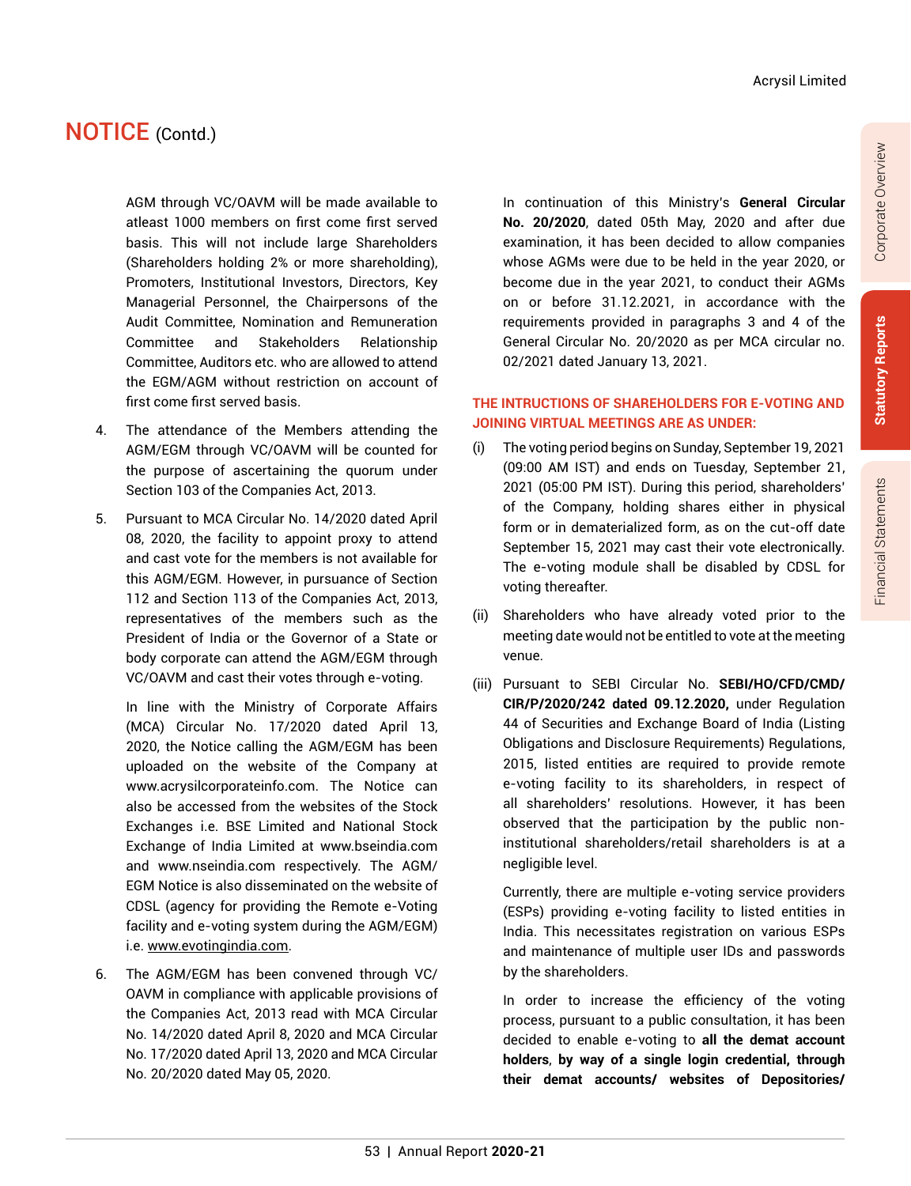## NOTICE (Contd.)

AGM through VC/OAVM will be made available to atleast 1000 members on first come first served basis. This will not include large Shareholders (Shareholders holding 2% or more shareholding), Promoters, Institutional Investors, Directors, Key Managerial Personnel, the Chairpersons of the Audit Committee, Nomination and Remuneration Committee and Stakeholders Relationship Committee, Auditors etc. who are allowed to attend the EGM/AGM without restriction on account of first come first served basis.

4. The attendance of the Members attending the AGM/EGM through VC/OAVM will be counted for the purpose of ascertaining the quorum under Section 103 of the Companies Act, 2013.

5. Pursuant to MCA Circular No. 14/2020 dated April 08, 2020, the facility to appoint proxy to attend and cast vote for the members is not available for this AGM/EGM. However, in pursuance of Section 112 and Section 113 of the Companies Act, 2013, representatives of the members such as the President of India or the Governor of a State or body corporate can attend the AGM/EGM through VC/OAVM and cast their votes through e-voting.

   In line with the Ministry of Corporate Affairs (MCA) Circular No. 17/2020 dated April 13, 2020, the Notice calling the AGM/EGM has been uploaded on the website of the Company at www.acrysilcorporateinfo.com. The Notice can also be accessed from the websites of the Stock Exchanges i.e. BSE Limited and National Stock Exchange of India Limited at www.bseindia.com and www.nseindia.com respectively. The AGM/EGM Notice is also disseminated on the website of CDSL (agency for providing the Remote e-Voting facility and e-voting system during the AGM/EGM) i.e. www.evotingindia.com.

6. The AGM/EGM has been convened through VC/OAVM in compliance with applicable provisions of the Companies Act, 2013 read with MCA Circular No. 14/2020 dated April 8, 2020 and MCA Circular No. 17/2020 dated April 13, 2020 and MCA Circular No. 20/2020 dated May 05, 2020.

   In continuation of this Ministry's **General Circular No. 20/2020**, dated 05th May, 2020 and after due examination, it has been decided to allow companies whose AGMs were due to be held in the year 2020, or become due in the year 2021, to conduct their AGMs on or before 31.12.2021, in accordance with the requirements provided in paragraphs 3 and 4 of the General Circular No. 20/2020 as per MCA circular no. 02/2021 dated January 13, 2021.

### THE INTRUCTIONS OF SHAREHOLDERS FOR E-VOTING AND JOINING VIRTUAL MEETINGS ARE AS UNDER:

(i) The voting period begins on Sunday, September 19, 2021 (09:00 AM IST) and ends on Tuesday, September 21, 2021 (05:00 PM IST). During this period, shareholders' of the Company, holding shares either in physical form or in dematerialized form, as on the cut-off date September 15, 2021 may cast their vote electronically. The e-voting module shall be disabled by CDSL for voting thereafter.

(ii) Shareholders who have already voted prior to the meeting date would not be entitled to vote at the meeting venue.

(iii) Pursuant to SEBI Circular No. **SEBI/HO/CFD/CMD/CIR/P/2020/242 dated 09.12.2020,** under Regulation 44 of Securities and Exchange Board of India (Listing Obligations and Disclosure Requirements) Regulations, 2015, listed entities are required to provide remote e-voting facility to its shareholders, in respect of all shareholders' resolutions. However, it has been observed that the participation by the public non-institutional shareholders/retail shareholders is at a negligible level.

   Currently, there are multiple e-voting service providers (ESPs) providing e-voting facility to listed entities in India. This necessitates registration on various ESPs and maintenance of multiple user IDs and passwords by the shareholders.

   In order to increase the efficiency of the voting process, pursuant to a public consultation, it has been decided to enable e-voting to **all the demat account holders, by way of a single login credential, through their demat accounts/ websites of Depositories/**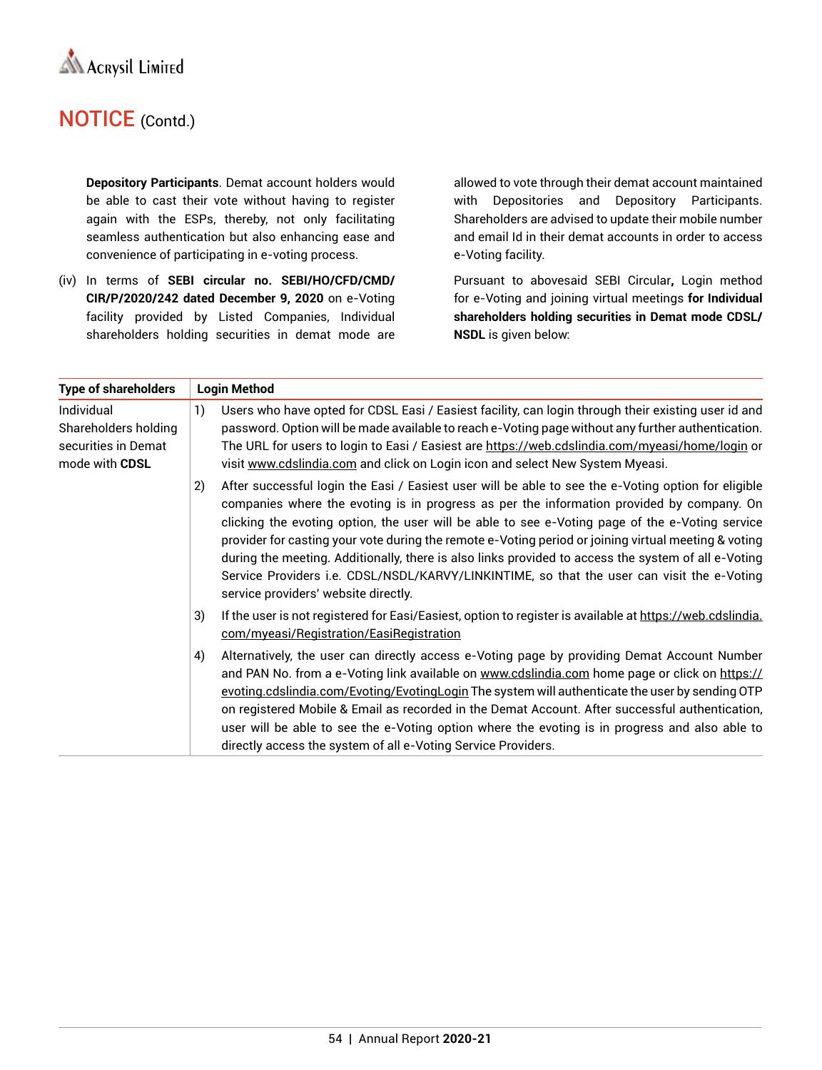## NOTICE (Contd.)

**Depository Participants**. Demat account holders would be able to cast their vote without having to register again with the ESPs, thereby, not only facilitating seamless authentication but also enhancing ease and convenience of participating in e-voting process.

(iv) In terms of **SEBI circular no. SEBI/HO/CFD/CMD/CIR/P/2020/242 dated December 9, 2020** on e-Voting facility provided by Listed Companies, Individual shareholders holding securities in demat mode are allowed to vote through their demat account maintained with Depositories and Depository Participants. Shareholders are advised to update their mobile number and email Id in their demat accounts in order to access e-Voting facility.

Pursuant to abovesaid SEBI Circular**,** Login method for e-Voting and joining virtual meetings **for Individual shareholders holding securities in Demat mode CDSL/ NSDL** is given below:

| Type of shareholders | Login Method |
|---|---|
| Individual Shareholders holding securities in Demat mode with **CDSL** | 1) Users who have opted for CDSL Easi / Easiest facility, can login through their existing user id and password. Option will be made available to reach e-Voting page without any further authentication. The URL for users to login to Easi / Easiest are https://web.cdslindia.com/myeasi/home/login or visit www.cdslindia.com and click on Login icon and select New System Myeasi. |
| | 2) After successful login the Easi / Easiest user will be able to see the e-Voting option for eligible companies where the evoting is in progress as per the information provided by company. On clicking the evoting option, the user will be able to see e-Voting page of the e-Voting service provider for casting your vote during the remote e-Voting period or joining virtual meeting & voting during the meeting. Additionally, there is also links provided to access the system of all e-Voting Service Providers i.e. CDSL/NSDL/KARVY/LINKINTIME, so that the user can visit the e-Voting service providers' website directly. |
| | 3) If the user is not registered for Easi/Easiest, option to register is available at https://web.cdslindia.com/myeasi/Registration/EasiRegistration |
| | 4) Alternatively, the user can directly access e-Voting page by providing Demat Account Number and PAN No. from a e-Voting link available on www.cdslindia.com home page or click on https://evoting.cdslindia.com/Evoting/EvotingLogin The system will authenticate the user by sending OTP on registered Mobile & Email as recorded in the Demat Account. After successful authentication, user will be able to see the e-Voting option where the evoting is in progress and also able to directly access the system of all e-Voting Service Providers. |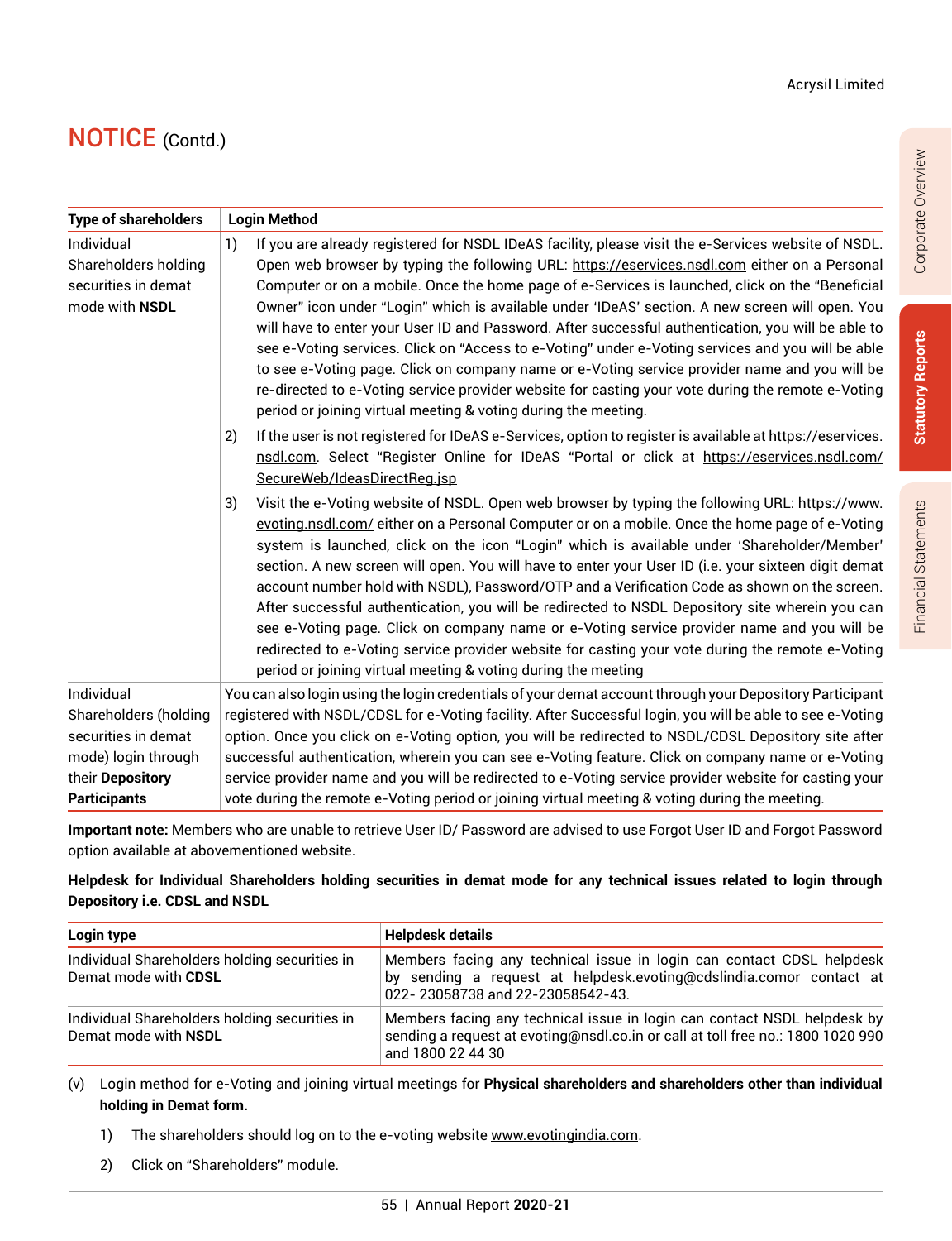## NOTICE (Contd.)

| Type of shareholders | Login Method |
|---|---|
| Individual Shareholders holding securities in demat mode with **NSDL** | 1) If you are already registered for NSDL IDeAS facility, please visit the e-Services website of NSDL. Open web browser by typing the following URL: https://eservices.nsdl.com either on a Personal Computer or on a mobile. Once the home page of e-Services is launched, click on the "Beneficial Owner" icon under "Login" which is available under 'IDeAS' section. A new screen will open. You will have to enter your User ID and Password. After successful authentication, you will be able to see e-Voting services. Click on "Access to e-Voting" under e-Voting services and you will be able to see e-Voting page. Click on company name or e-Voting service provider name and you will be re-directed to e-Voting service provider website for casting your vote during the remote e-Voting period or joining virtual meeting & voting during the meeting.<br>2) If the user is not registered for IDeAS e-Services, option to register is available at https://eservices.nsdl.com. Select "Register Online for IDeAS "Portal or click at https://eservices.nsdl.com/SecureWeb/IdeasDirectReg.jsp<br>3) Visit the e-Voting website of NSDL. Open web browser by typing the following URL: https://www.evoting.nsdl.com/ either on a Personal Computer or on a mobile. Once the home page of e-Voting system is launched, click on the icon "Login" which is available under 'Shareholder/Member' section. A new screen will open. You will have to enter your User ID (i.e. your sixteen digit demat account number hold with NSDL), Password/OTP and a Verification Code as shown on the screen. After successful authentication, you will be redirected to NSDL Depository site wherein you can see e-Voting page. Click on company name or e-Voting service provider name and you will be redirected to e-Voting service provider website for casting your vote during the remote e-Voting period or joining virtual meeting & voting during the meeting |
| Individual Shareholders (holding securities in demat mode) login through their **Depository Participants** | You can also login using the login credentials of your demat account through your Depository Participant registered with NSDL/CDSL for e-Voting facility. After Successful login, you will be able to see e-Voting option. Once you click on e-Voting option, you will be redirected to NSDL/CDSL Depository site after successful authentication, wherein you can see e-Voting feature. Click on company name or e-Voting service provider name and you will be redirected to e-Voting service provider website for casting your vote during the remote e-Voting period or joining virtual meeting & voting during the meeting. |

**Important note:** Members who are unable to retrieve User ID/ Password are advised to use Forgot User ID and Forgot Password option available at abovementioned website.

**Helpdesk for Individual Shareholders holding securities in demat mode for any technical issues related to login through Depository i.e. CDSL and NSDL**

| Login type | Helpdesk details |
|---|---|
| Individual Shareholders holding securities in Demat mode with **CDSL** | Members facing any technical issue in login can contact CDSL helpdesk by sending a request at helpdesk.evoting@cdslindia.comor contact at 022- 23058738 and 22-23058542-43. |
| Individual Shareholders holding securities in Demat mode with **NSDL** | Members facing any technical issue in login can contact NSDL helpdesk by sending a request at evoting@nsdl.co.in or call at toll free no.: 1800 1020 990 and 1800 22 44 30 |

(v) Login method for e-Voting and joining virtual meetings for **Physical shareholders and shareholders other than individual holding in Demat form.**

1) The shareholders should log on to the e-voting website www.evotingindia.com.

2) Click on "Shareholders" module.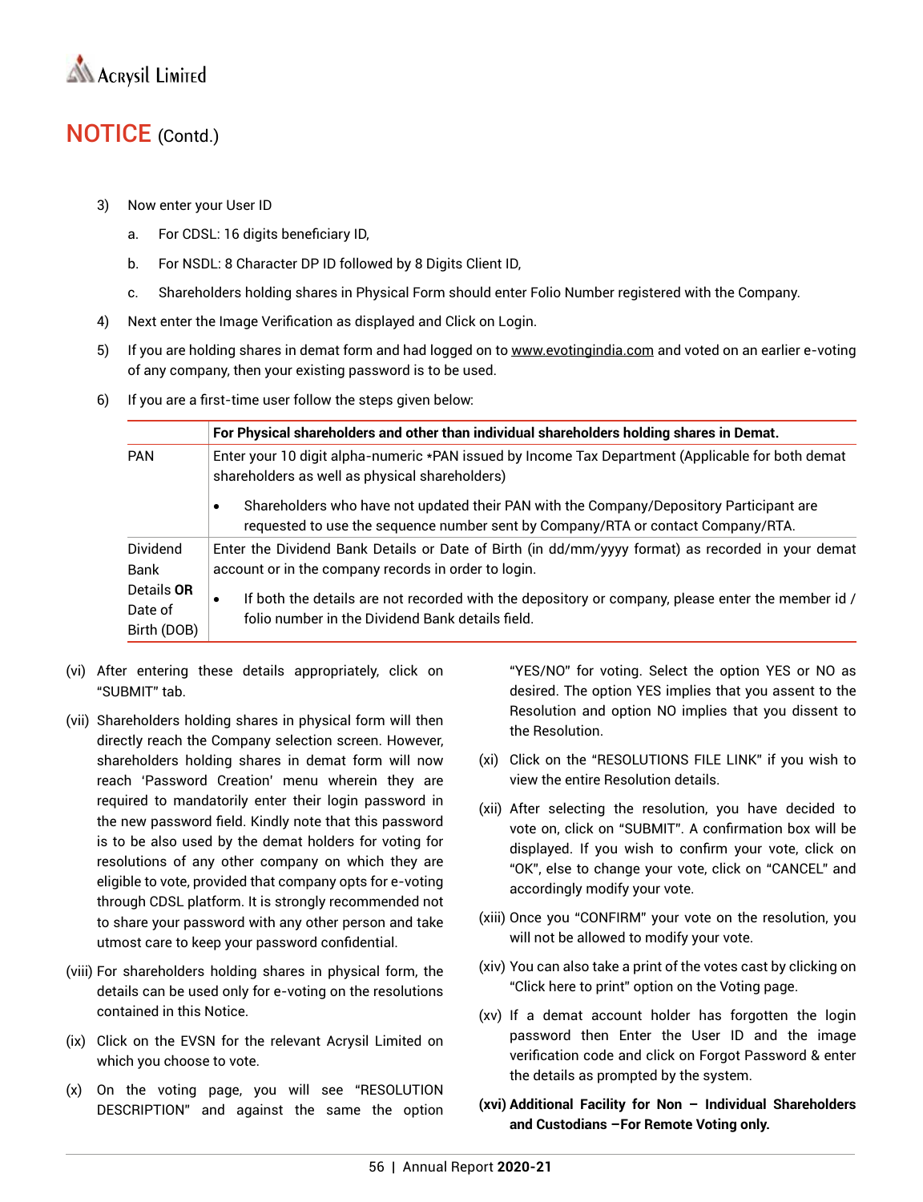## NOTICE (Contd.)

3) Now enter your User ID

   a. For CDSL: 16 digits beneficiary ID,

   b. For NSDL: 8 Character DP ID followed by 8 Digits Client ID,

   c. Shareholders holding shares in Physical Form should enter Folio Number registered with the Company.

4) Next enter the Image Verification as displayed and Click on Login.

5) If you are holding shares in demat form and had logged on to www.evotingindia.com and voted on an earlier e-voting of any company, then your existing password is to be used.

6) If you are a first-time user follow the steps given below:

| | For Physical shareholders and other than individual shareholders holding shares in Demat. |
|---|---|
| PAN | Enter your 10 digit alpha-numeric *PAN issued by Income Tax Department (Applicable for both demat shareholders as well as physical shareholders)<br>• Shareholders who have not updated their PAN with the Company/Depository Participant are requested to use the sequence number sent by Company/RTA or contact Company/RTA. |
| Dividend Bank Details **OR** Date of Birth (DOB) | Enter the Dividend Bank Details or Date of Birth (in dd/mm/yyyy format) as recorded in your demat account or in the company records in order to login.<br>• If both the details are not recorded with the depository or company, please enter the member id / folio number in the Dividend Bank details field. |

(vi) After entering these details appropriately, click on "SUBMIT" tab.

(vii) Shareholders holding shares in physical form will then directly reach the Company selection screen. However, shareholders holding shares in demat form will now reach 'Password Creation' menu wherein they are required to mandatorily enter their login password in the new password field. Kindly note that this password is to be also used by the demat holders for voting for resolutions of any other company on which they are eligible to vote, provided that company opts for e-voting through CDSL platform. It is strongly recommended not to share your password with any other person and take utmost care to keep your password confidential.

(viii) For shareholders holding shares in physical form, the details can be used only for e-voting on the resolutions contained in this Notice.

(ix) Click on the EVSN for the relevant Acrysil Limited on which you choose to vote.

(x) On the voting page, you will see "RESOLUTION DESCRIPTION" and against the same the option "YES/NO" for voting. Select the option YES or NO as desired. The option YES implies that you assent to the Resolution and option NO implies that you dissent to the Resolution.

(xi) Click on the "RESOLUTIONS FILE LINK" if you wish to view the entire Resolution details.

(xii) After selecting the resolution, you have decided to vote on, click on "SUBMIT". A confirmation box will be displayed. If you wish to confirm your vote, click on "OK", else to change your vote, click on "CANCEL" and accordingly modify your vote.

(xiii) Once you "CONFIRM" your vote on the resolution, you will not be allowed to modify your vote.

(xiv) You can also take a print of the votes cast by clicking on "Click here to print" option on the Voting page.

(xv) If a demat account holder has forgotten the login password then Enter the User ID and the image verification code and click on Forgot Password & enter the details as prompted by the system.

**(xvi) Additional Facility for Non – Individual Shareholders and Custodians –For Remote Voting only.**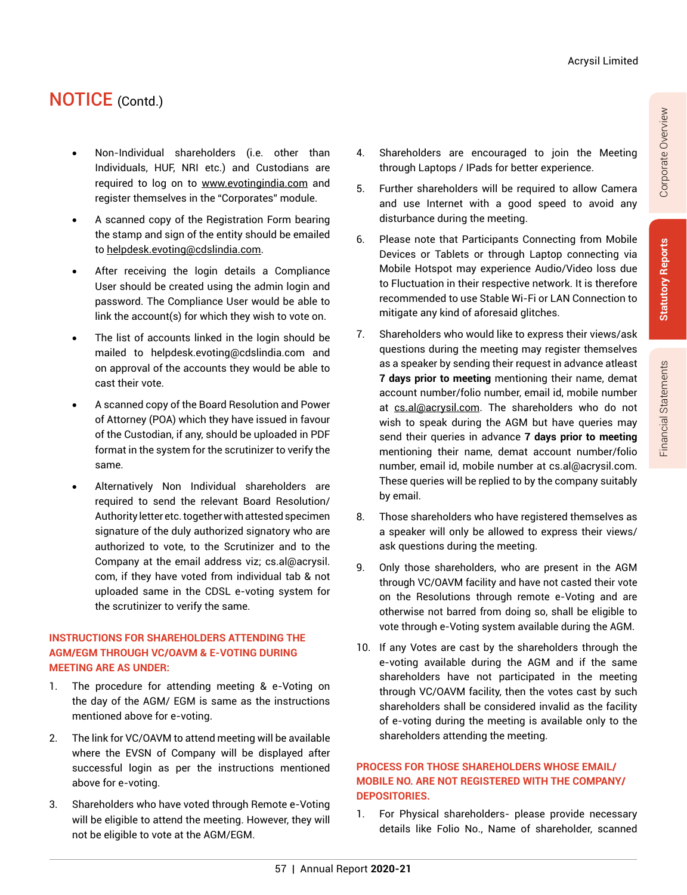## NOTICE (Contd.)

- Non-Individual shareholders (i.e. other than Individuals, HUF, NRI etc.) and Custodians are required to log on to www.evotingindia.com and register themselves in the "Corporates" module.
- A scanned copy of the Registration Form bearing the stamp and sign of the entity should be emailed to helpdesk.evoting@cdslindia.com.
- After receiving the login details a Compliance User should be created using the admin login and password. The Compliance User would be able to link the account(s) for which they wish to vote on.
- The list of accounts linked in the login should be mailed to helpdesk.evoting@cdslindia.com and on approval of the accounts they would be able to cast their vote.
- A scanned copy of the Board Resolution and Power of Attorney (POA) which they have issued in favour of the Custodian, if any, should be uploaded in PDF format in the system for the scrutinizer to verify the same.
- Alternatively Non Individual shareholders are required to send the relevant Board Resolution/ Authority letter etc. together with attested specimen signature of the duly authorized signatory who are authorized to vote, to the Scrutinizer and to the Company at the email address viz; cs.al@acrysil.com, if they have voted from individual tab & not uploaded same in the CDSL e-voting system for the scrutinizer to verify the same.

### INSTRUCTIONS FOR SHAREHOLDERS ATTENDING THE AGM/EGM THROUGH VC/OAVM & E-VOTING DURING MEETING ARE AS UNDER:

1. The procedure for attending meeting & e-Voting on the day of the AGM/ EGM is same as the instructions mentioned above for e-voting.
2. The link for VC/OAVM to attend meeting will be available where the EVSN of Company will be displayed after successful login as per the instructions mentioned above for e-voting.
3. Shareholders who have voted through Remote e-Voting will be eligible to attend the meeting. However, they will not be eligible to vote at the AGM/EGM.
4. Shareholders are encouraged to join the Meeting through Laptops / IPads for better experience.
5. Further shareholders will be required to allow Camera and use Internet with a good speed to avoid any disturbance during the meeting.
6. Please note that Participants Connecting from Mobile Devices or Tablets or through Laptop connecting via Mobile Hotspot may experience Audio/Video loss due to Fluctuation in their respective network. It is therefore recommended to use Stable Wi-Fi or LAN Connection to mitigate any kind of aforesaid glitches.
7. Shareholders who would like to express their views/ask questions during the meeting may register themselves as a speaker by sending their request in advance atleast **7 days prior to meeting** mentioning their name, demat account number/folio number, email id, mobile number at cs.al@acrysil.com. The shareholders who do not wish to speak during the AGM but have queries may send their queries in advance **7 days prior to meeting** mentioning their name, demat account number/folio number, email id, mobile number at cs.al@acrysil.com. These queries will be replied to by the company suitably by email.
8. Those shareholders who have registered themselves as a speaker will only be allowed to express their views/ ask questions during the meeting.
9. Only those shareholders, who are present in the AGM through VC/OAVM facility and have not casted their vote on the Resolutions through remote e-Voting and are otherwise not barred from doing so, shall be eligible to vote through e-Voting system available during the AGM.
10. If any Votes are cast by the shareholders through the e-voting available during the AGM and if the same shareholders have not participated in the meeting through VC/OAVM facility, then the votes cast by such shareholders shall be considered invalid as the facility of e-voting during the meeting is available only to the shareholders attending the meeting.

### PROCESS FOR THOSE SHAREHOLDERS WHOSE EMAIL/ MOBILE NO. ARE NOT REGISTERED WITH THE COMPANY/ DEPOSITORIES.

1. For Physical shareholders- please provide necessary details like Folio No., Name of shareholder, scanned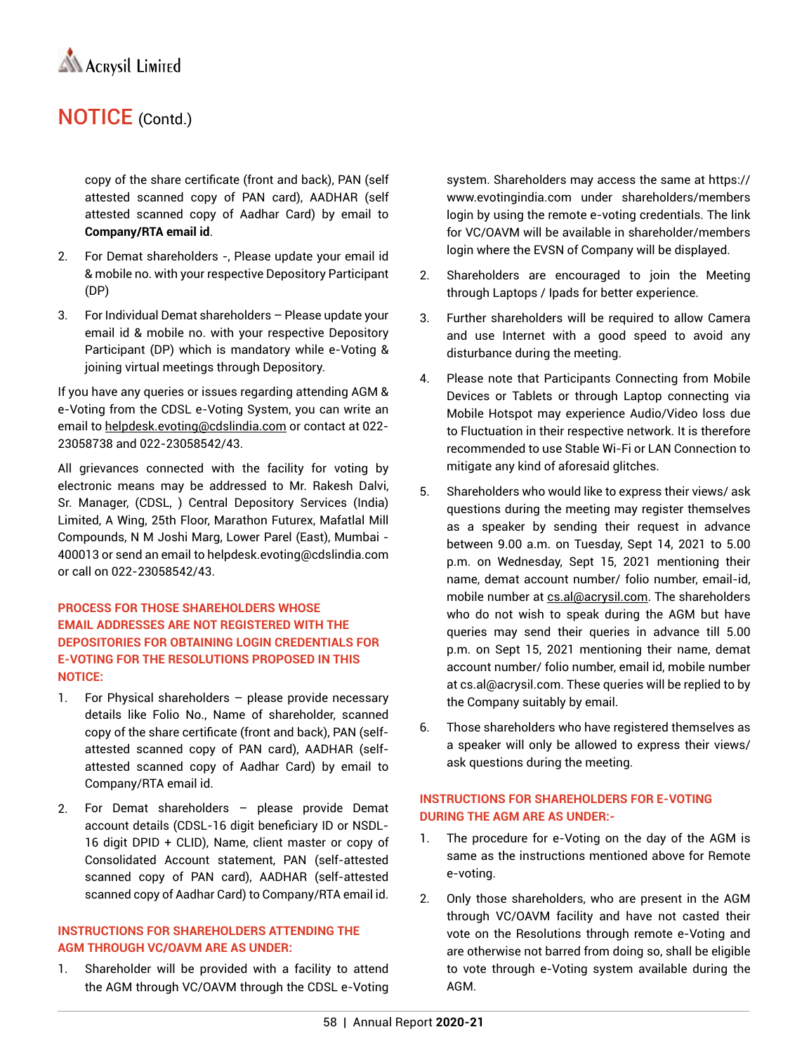# NOTICE (Contd.)

copy of the share certificate (front and back), PAN (self attested scanned copy of PAN card), AADHAR (self attested scanned copy of Aadhar Card) by email to **Company/RTA email id**.

2. For Demat shareholders -, Please update your email id & mobile no. with your respective Depository Participant (DP)

3. For Individual Demat shareholders – Please update your email id & mobile no. with your respective Depository Participant (DP) which is mandatory while e-Voting & joining virtual meetings through Depository.

If you have any queries or issues regarding attending AGM & e-Voting from the CDSL e-Voting System, you can write an email to helpdesk.evoting@cdslindia.com or contact at 022-23058738 and 022-23058542/43.

All grievances connected with the facility for voting by electronic means may be addressed to Mr. Rakesh Dalvi, Sr. Manager, (CDSL, ) Central Depository Services (India) Limited, A Wing, 25th Floor, Marathon Futurex, Mafatlal Mill Compounds, N M Joshi Marg, Lower Parel (East), Mumbai - 400013 or send an email to helpdesk.evoting@cdslindia.com or call on 022-23058542/43.

### PROCESS FOR THOSE SHAREHOLDERS WHOSE EMAIL ADDRESSES ARE NOT REGISTERED WITH THE DEPOSITORIES FOR OBTAINING LOGIN CREDENTIALS FOR E-VOTING FOR THE RESOLUTIONS PROPOSED IN THIS NOTICE:

1. For Physical shareholders – please provide necessary details like Folio No., Name of shareholder, scanned copy of the share certificate (front and back), PAN (self-attested scanned copy of PAN card), AADHAR (self-attested scanned copy of Aadhar Card) by email to Company/RTA email id.

2. For Demat shareholders – please provide Demat account details (CDSL-16 digit beneficiary ID or NSDL-16 digit DPID + CLID), Name, client master or copy of Consolidated Account statement, PAN (self-attested scanned copy of PAN card), AADHAR (self-attested scanned copy of Aadhar Card) to Company/RTA email id.

### INSTRUCTIONS FOR SHAREHOLDERS ATTENDING THE AGM THROUGH VC/OAVM ARE AS UNDER:

1. Shareholder will be provided with a facility to attend the AGM through VC/OAVM through the CDSL e-Voting system. Shareholders may access the same at https://www.evotingindia.com under shareholders/members login by using the remote e-voting credentials. The link for VC/OAVM will be available in shareholder/members login where the EVSN of Company will be displayed.

2. Shareholders are encouraged to join the Meeting through Laptops / Ipads for better experience.

3. Further shareholders will be required to allow Camera and use Internet with a good speed to avoid any disturbance during the meeting.

4. Please note that Participants Connecting from Mobile Devices or Tablets or through Laptop connecting via Mobile Hotspot may experience Audio/Video loss due to Fluctuation in their respective network. It is therefore recommended to use Stable Wi-Fi or LAN Connection to mitigate any kind of aforesaid glitches.

5. Shareholders who would like to express their views/ ask questions during the meeting may register themselves as a speaker by sending their request in advance between 9.00 a.m. on Tuesday, Sept 14, 2021 to 5.00 p.m. on Wednesday, Sept 15, 2021 mentioning their name, demat account number/ folio number, email-id, mobile number at cs.al@acrysil.com. The shareholders who do not wish to speak during the AGM but have queries may send their queries in advance till 5.00 p.m. on Sept 15, 2021 mentioning their name, demat account number/ folio number, email id, mobile number at cs.al@acrysil.com. These queries will be replied to by the Company suitably by email.

6. Those shareholders who have registered themselves as a speaker will only be allowed to express their views/ ask questions during the meeting.

### INSTRUCTIONS FOR SHAREHOLDERS FOR E-VOTING DURING THE AGM ARE AS UNDER:-

1. The procedure for e-Voting on the day of the AGM is same as the instructions mentioned above for Remote e-voting.

2. Only those shareholders, who are present in the AGM through VC/OAVM facility and have not casted their vote on the Resolutions through remote e-Voting and are otherwise not barred from doing so, shall be eligible to vote through e-Voting system available during the AGM.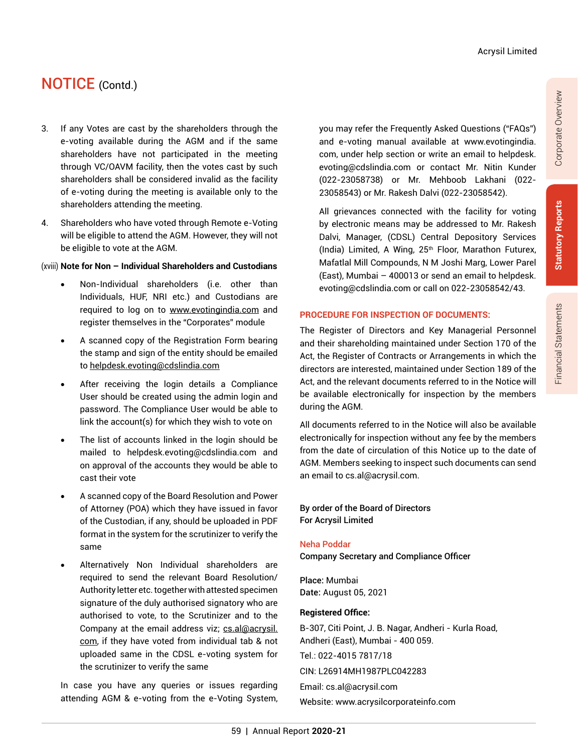## NOTICE (Contd.)

3. If any Votes are cast by the shareholders through the e-voting available during the AGM and if the same shareholders have not participated in the meeting through VC/OAVM facility, then the votes cast by such shareholders shall be considered invalid as the facility of e-voting during the meeting is available only to the shareholders attending the meeting.

4. Shareholders who have voted through Remote e-Voting will be eligible to attend the AGM. However, they will not be eligible to vote at the AGM.

(xviii) **Note for Non – Individual Shareholders and Custodians**

- Non-Individual shareholders (i.e. other than Individuals, HUF, NRI etc.) and Custodians are required to log on to www.evotingindia.com and register themselves in the "Corporates" module
- A scanned copy of the Registration Form bearing the stamp and sign of the entity should be emailed to helpdesk.evoting@cdslindia.com
- After receiving the login details a Compliance User should be created using the admin login and password. The Compliance User would be able to link the account(s) for which they wish to vote on
- The list of accounts linked in the login should be mailed to helpdesk.evoting@cdslindia.com and on approval of the accounts they would be able to cast their vote
- A scanned copy of the Board Resolution and Power of Attorney (POA) which they have issued in favor of the Custodian, if any, should be uploaded in PDF format in the system for the scrutinizer to verify the same
- Alternatively Non Individual shareholders are required to send the relevant Board Resolution/ Authority letter etc. together with attested specimen signature of the duly authorised signatory who are authorised to vote, to the Scrutinizer and to the Company at the email address viz; cs.al@acrysil.com, if they have voted from individual tab & not uploaded same in the CDSL e-voting system for the scrutinizer to verify the same

In case you have any queries or issues regarding attending AGM & e-voting from the e-Voting System, you may refer the Frequently Asked Questions ("FAQs") and e-voting manual available at www.evotingindia.com, under help section or write an email to helpdesk.evoting@cdslindia.com or contact Mr. Nitin Kunder (022-23058738) or Mr. Mehboob Lakhani (022-23058543) or Mr. Rakesh Dalvi (022-23058542).

All grievances connected with the facility for voting by electronic means may be addressed to Mr. Rakesh Dalvi, Manager, (CDSL) Central Depository Services (India) Limited, A Wing, 25th Floor, Marathon Futurex, Mafatlal Mill Compounds, N M Joshi Marg, Lower Parel (East), Mumbai – 400013 or send an email to helpdesk.evoting@cdslindia.com or call on 022-23058542/43.

### PROCEDURE FOR INSPECTION OF DOCUMENTS:

The Register of Directors and Key Managerial Personnel and their shareholding maintained under Section 170 of the Act, the Register of Contracts or Arrangements in which the directors are interested, maintained under Section 189 of the Act, and the relevant documents referred to in the Notice will be available electronically for inspection by the members during the AGM.

All documents referred to in the Notice will also be available electronically for inspection without any fee by the members from the date of circulation of this Notice up to the date of AGM. Members seeking to inspect such documents can send an email to cs.al@acrysil.com.

**By order of the Board of Directors**
**For Acrysil Limited**

Neha Poddar
**Company Secretary and Compliance Officer**

**Place:** Mumbai
**Date:** August 05, 2021

**Registered Office:**

B-307, Citi Point, J. B. Nagar, Andheri - Kurla Road, Andheri (East), Mumbai - 400 059.

Tel.: 022-4015 7817/18

CIN: L26914MH1987PLC042283

Email: cs.al@acrysil.com

Website: www.acrysilcorporateinfo.com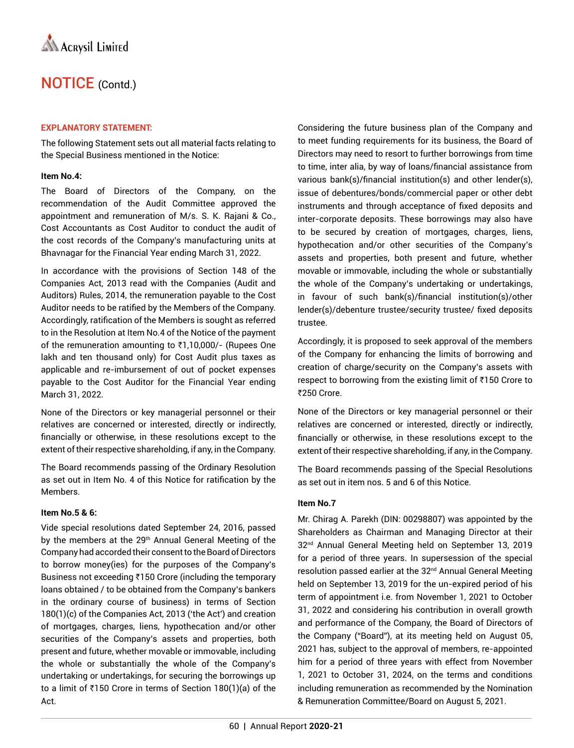# NOTICE (Contd.)

**EXPLANATORY STATEMENT:**

The following Statement sets out all material facts relating to the Special Business mentioned in the Notice:

**Item No.4:**

The Board of Directors of the Company, on the recommendation of the Audit Committee approved the appointment and remuneration of M/s. S. K. Rajani & Co., Cost Accountants as Cost Auditor to conduct the audit of the cost records of the Company's manufacturing units at Bhavnagar for the Financial Year ending March 31, 2022.

In accordance with the provisions of Section 148 of the Companies Act, 2013 read with the Companies (Audit and Auditors) Rules, 2014, the remuneration payable to the Cost Auditor needs to be ratified by the Members of the Company. Accordingly, ratification of the Members is sought as referred to in the Resolution at Item No.4 of the Notice of the payment of the remuneration amounting to ₹1,10,000/- (Rupees One lakh and ten thousand only) for Cost Audit plus taxes as applicable and re-imbursement of out of pocket expenses payable to the Cost Auditor for the Financial Year ending March 31, 2022.

None of the Directors or key managerial personnel or their relatives are concerned or interested, directly or indirectly, financially or otherwise, in these resolutions except to the extent of their respective shareholding, if any, in the Company.

The Board recommends passing of the Ordinary Resolution as set out in Item No. 4 of this Notice for ratification by the Members.

**Item No.5 & 6:**

Vide special resolutions dated September 24, 2016, passed by the members at the 29th Annual General Meeting of the Company had accorded their consent to the Board of Directors to borrow money(ies) for the purposes of the Company's Business not exceeding ₹150 Crore (including the temporary loans obtained / to be obtained from the Company's bankers in the ordinary course of business) in terms of Section 180(1)(c) of the Companies Act, 2013 ('the Act') and creation of mortgages, charges, liens, hypothecation and/or other securities of the Company's assets and properties, both present and future, whether movable or immovable, including the whole or substantially the whole of the Company's undertaking or undertakings, for securing the borrowings up to a limit of ₹150 Crore in terms of Section 180(1)(a) of the Act.

Considering the future business plan of the Company and to meet funding requirements for its business, the Board of Directors may need to resort to further borrowings from time to time, inter alia, by way of loans/financial assistance from various bank(s)/financial institution(s) and other lender(s), issue of debentures/bonds/commercial paper or other debt instruments and through acceptance of fixed deposits and inter-corporate deposits. These borrowings may also have to be secured by creation of mortgages, charges, liens, hypothecation and/or other securities of the Company's assets and properties, both present and future, whether movable or immovable, including the whole or substantially the whole of the Company's undertaking or undertakings, in favour of such bank(s)/financial institution(s)/other lender(s)/debenture trustee/security trustee/ fixed deposits trustee.

Accordingly, it is proposed to seek approval of the members of the Company for enhancing the limits of borrowing and creation of charge/security on the Company's assets with respect to borrowing from the existing limit of ₹150 Crore to ₹250 Crore.

None of the Directors or key managerial personnel or their relatives are concerned or interested, directly or indirectly, financially or otherwise, in these resolutions except to the extent of their respective shareholding, if any, in the Company.

The Board recommends passing of the Special Resolutions as set out in item nos. 5 and 6 of this Notice.

**Item No.7**

Mr. Chirag A. Parekh (DIN: 00298807) was appointed by the Shareholders as Chairman and Managing Director at their 32nd Annual General Meeting held on September 13, 2019 for a period of three years. In supersession of the special resolution passed earlier at the 32nd Annual General Meeting held on September 13, 2019 for the un-expired period of his term of appointment i.e. from November 1, 2021 to October 31, 2022 and considering his contribution in overall growth and performance of the Company, the Board of Directors of the Company ("Board"), at its meeting held on August 05, 2021 has, subject to the approval of members, re-appointed him for a period of three years with effect from November 1, 2021 to October 31, 2024, on the terms and conditions including remuneration as recommended by the Nomination & Remuneration Committee/Board on August 5, 2021.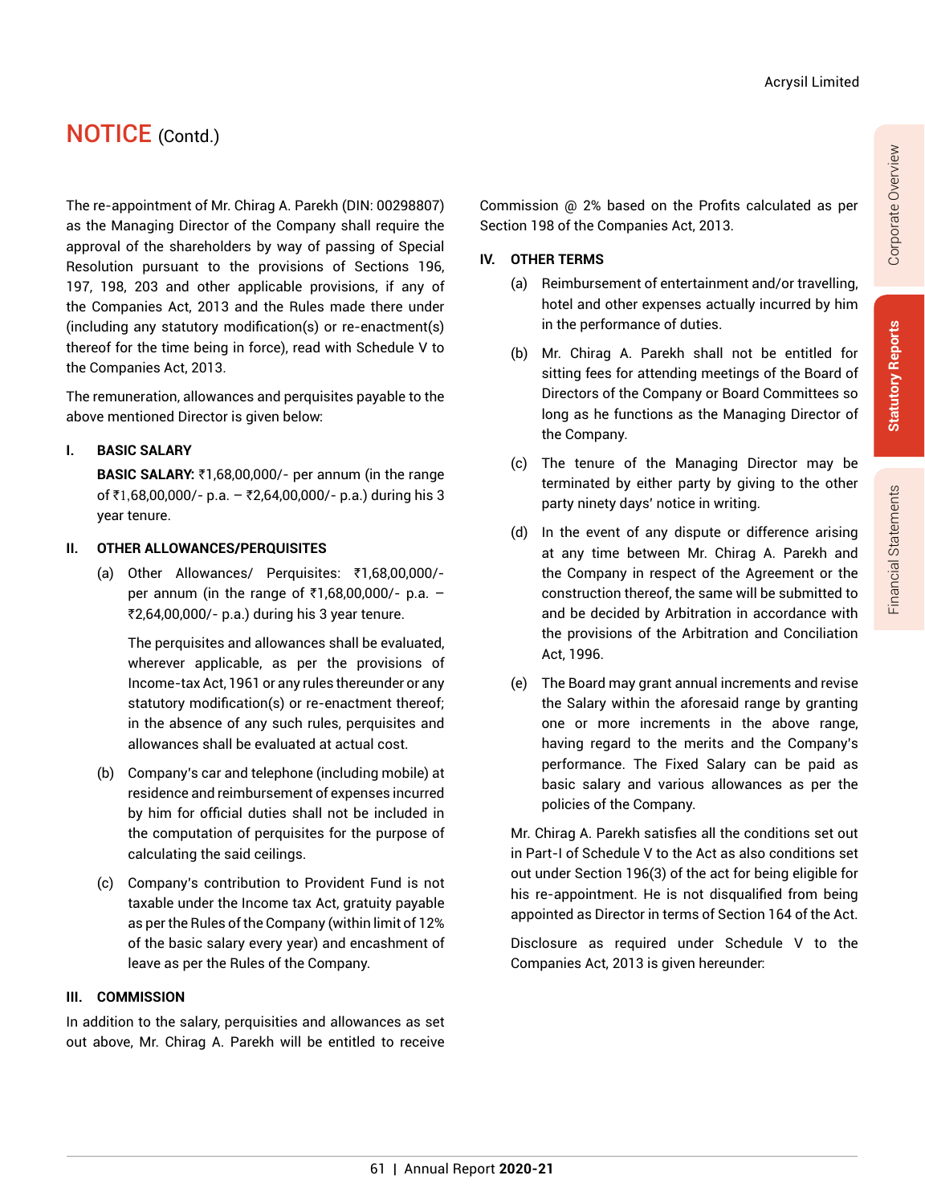## NOTICE (Contd.)

The re-appointment of Mr. Chirag A. Parekh (DIN: 00298807) as the Managing Director of the Company shall require the approval of the shareholders by way of passing of Special Resolution pursuant to the provisions of Sections 196, 197, 198, 203 and other applicable provisions, if any of the Companies Act, 2013 and the Rules made there under (including any statutory modification(s) or re-enactment(s) thereof for the time being in force), read with Schedule V to the Companies Act, 2013.

The remuneration, allowances and perquisites payable to the above mentioned Director is given below:

**I. BASIC SALARY**

**BASIC SALARY:** ₹1,68,00,000/- per annum (in the range of ₹1,68,00,000/- p.a. – ₹2,64,00,000/- p.a.) during his 3 year tenure.

**II. OTHER ALLOWANCES/PERQUISITES**

(a) Other Allowances/ Perquisites: ₹1,68,00,000/- per annum (in the range of ₹1,68,00,000/- p.a. – ₹2,64,00,000/- p.a.) during his 3 year tenure.

The perquisites and allowances shall be evaluated, wherever applicable, as per the provisions of Income-tax Act, 1961 or any rules thereunder or any statutory modification(s) or re-enactment thereof; in the absence of any such rules, perquisites and allowances shall be evaluated at actual cost.

(b) Company's car and telephone (including mobile) at residence and reimbursement of expenses incurred by him for official duties shall not be included in the computation of perquisites for the purpose of calculating the said ceilings.

(c) Company's contribution to Provident Fund is not taxable under the Income tax Act, gratuity payable as per the Rules of the Company (within limit of 12% of the basic salary every year) and encashment of leave as per the Rules of the Company.

**III. COMMISSION**

In addition to the salary, perquisities and allowances as set out above, Mr. Chirag A. Parekh will be entitled to receive Commission @ 2% based on the Profits calculated as per Section 198 of the Companies Act, 2013.

**IV. OTHER TERMS**

(a) Reimbursement of entertainment and/or travelling, hotel and other expenses actually incurred by him in the performance of duties.

(b) Mr. Chirag A. Parekh shall not be entitled for sitting fees for attending meetings of the Board of Directors of the Company or Board Committees so long as he functions as the Managing Director of the Company.

(c) The tenure of the Managing Director may be terminated by either party by giving to the other party ninety days' notice in writing.

(d) In the event of any dispute or difference arising at any time between Mr. Chirag A. Parekh and the Company in respect of the Agreement or the construction thereof, the same will be submitted to and be decided by Arbitration in accordance with the provisions of the Arbitration and Conciliation Act, 1996.

(e) The Board may grant annual increments and revise the Salary within the aforesaid range by granting one or more increments in the above range, having regard to the merits and the Company's performance. The Fixed Salary can be paid as basic salary and various allowances as per the policies of the Company.

Mr. Chirag A. Parekh satisfies all the conditions set out in Part-I of Schedule V to the Act as also conditions set out under Section 196(3) of the act for being eligible for his re-appointment. He is not disqualified from being appointed as Director in terms of Section 164 of the Act.

Disclosure as required under Schedule V to the Companies Act, 2013 is given hereunder: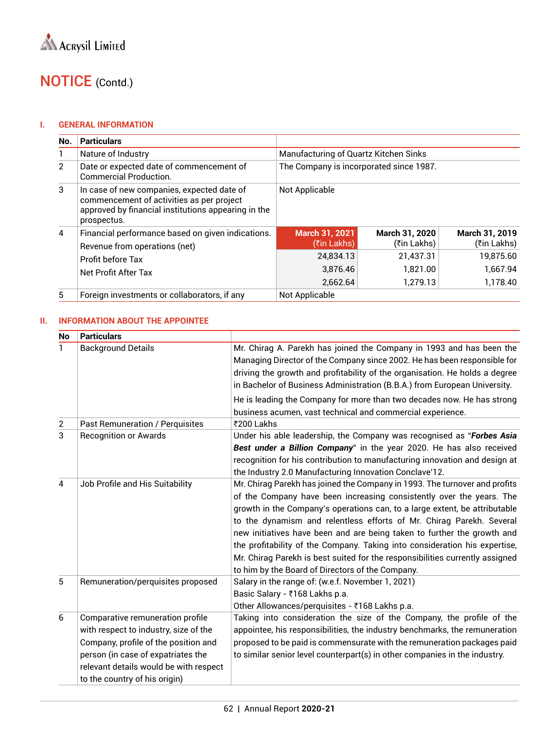# NOTICE (Contd.)

## I. GENERAL INFORMATION

| No. | Particulars | | | |
|---|---|---|---|---|
| 1 | Nature of Industry | Manufacturing of Quartz Kitchen Sinks | | |
| 2 | Date or expected date of commencement of Commercial Production. | The Company is incorporated since 1987. | | |
| 3 | In case of new companies, expected date of commencement of activities as per project approved by financial institutions appearing in the prospectus. | Not Applicable | | |
| 4 | Financial performance based on given indications. | **March 31, 2021** (₹in Lakhs) | **March 31, 2020** (₹in Lakhs) | **March 31, 2019** (₹in Lakhs) |
| | Revenue from operations (net) | 24,834.13 | 21,437.31 | 19,875.60 |
| | Profit before Tax | 3,876.46 | 1,821.00 | 1,667.94 |
| | Net Profit After Tax | 2,662.64 | 1,279.13 | 1,178.40 |
| 5 | Foreign investments or collaborators, if any | Not Applicable | | |

## II. INFORMATION ABOUT THE APPOINTEE

| No | Particulars | |
|---|---|---|
| 1 | Background Details | Mr. Chirag A. Parekh has joined the Company in 1993 and has been the Managing Director of the Company since 2002. He has been responsible for driving the growth and profitability of the organisation. He holds a degree in Bachelor of Business Administration (B.B.A.) from European University.<br><br>He is leading the Company for more than two decades now. He has strong business acumen, vast technical and commercial experience. |
| 2 | Past Remuneration / Perquisites | ₹200 Lakhs |
| 3 | Recognition or Awards | Under his able leadership, the Company was recognised as "***Forbes Asia Best under a Billion Company***" in the year 2020. He has also received recognition for his contribution to manufacturing innovation and design at the Industry 2.0 Manufacturing Innovation Conclave'12. |
| 4 | Job Profile and His Suitability | Mr. Chirag Parekh has joined the Company in 1993. The turnover and profits of the Company have been increasing consistently over the years. The growth in the Company's operations can, to a large extent, be attributable to the dynamism and relentless efforts of Mr. Chirag Parekh. Several new initiatives have been and are being taken to further the growth and the profitability of the Company. Taking into consideration his expertise, Mr. Chirag Parekh is best suited for the responsibilities currently assigned to him by the Board of Directors of the Company. |
| 5 | Remuneration/perquisites proposed | Salary in the range of: (w.e.f. November 1, 2021)<br>Basic Salary - ₹168 Lakhs p.a.<br>Other Allowances/perquisites - ₹168 Lakhs p.a. |
| 6 | Comparative remuneration profile with respect to industry, size of the Company, profile of the position and person (in case of expatriates the relevant details would be with respect to the country of his origin) | Taking into consideration the size of the Company, the profile of the appointee, his responsibilities, the industry benchmarks, the remuneration proposed to be paid is commensurate with the remuneration packages paid to similar senior level counterpart(s) in other companies in the industry. |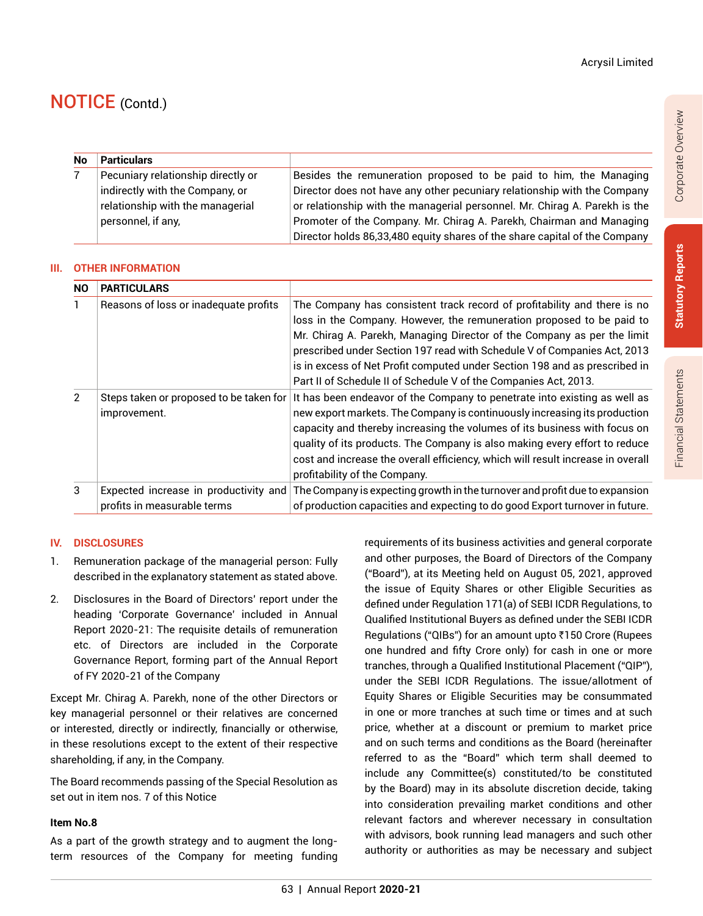# NOTICE (Contd.)

| No | Particulars | |
|---|---|---|
| 7 | Pecuniary relationship directly or indirectly with the Company, or relationship with the managerial personnel, if any, | Besides the remuneration proposed to be paid to him, the Managing Director does not have any other pecuniary relationship with the Company or relationship with the managerial personnel. Mr. Chirag A. Parekh is the Promoter of the Company. Mr. Chirag A. Parekh, Chairman and Managing Director holds 86,33,480 equity shares of the share capital of the Company |

### III. OTHER INFORMATION

| NO | PARTICULARS | |
|---|---|---|
| 1 | Reasons of loss or inadequate profits | The Company has consistent track record of profitability and there is no loss in the Company. However, the remuneration proposed to be paid to Mr. Chirag A. Parekh, Managing Director of the Company as per the limit prescribed under Section 197 read with Schedule V of Companies Act, 2013 is in excess of Net Profit computed under Section 198 and as prescribed in Part II of Schedule II of Schedule V of the Companies Act, 2013. |
| 2 | Steps taken or proposed to be taken for improvement. | It has been endeavor of the Company to penetrate into existing as well as new export markets. The Company is continuously increasing its production capacity and thereby increasing the volumes of its business with focus on quality of its products. The Company is also making every effort to reduce cost and increase the overall efficiency, which will result increase in overall profitability of the Company. |
| 3 | Expected increase in productivity and profits in measurable terms | The Company is expecting growth in the turnover and profit due to expansion of production capacities and expecting to do good Export turnover in future. |

### IV. DISCLOSURES

1. Remuneration package of the managerial person: Fully described in the explanatory statement as stated above.
2. Disclosures in the Board of Directors' report under the heading 'Corporate Governance' included in Annual Report 2020-21: The requisite details of remuneration etc. of Directors are included in the Corporate Governance Report, forming part of the Annual Report of FY 2020-21 of the Company

Except Mr. Chirag A. Parekh, none of the other Directors or key managerial personnel or their relatives are concerned or interested, directly or indirectly, financially or otherwise, in these resolutions except to the extent of their respective shareholding, if any, in the Company.

The Board recommends passing of the Special Resolution as set out in item nos. 7 of this Notice

**Item No.8**

As a part of the growth strategy and to augment the long-term resources of the Company for meeting funding requirements of its business activities and general corporate and other purposes, the Board of Directors of the Company ("Board"), at its Meeting held on August 05, 2021, approved the issue of Equity Shares or other Eligible Securities as defined under Regulation 171(a) of SEBI ICDR Regulations, to Qualified Institutional Buyers as defined under the SEBI ICDR Regulations ("QIBs") for an amount upto ₹150 Crore (Rupees one hundred and fifty Crore only) for cash in one or more tranches, through a Qualified Institutional Placement ("QIP"), under the SEBI ICDR Regulations. The issue/allotment of Equity Shares or Eligible Securities may be consummated in one or more tranches at such time or times and at such price, whether at a discount or premium to market price and on such terms and conditions as the Board (hereinafter referred to as the "Board" which term shall deemed to include any Committee(s) constituted/to be constituted by the Board) may in its absolute discretion decide, taking into consideration prevailing market conditions and other relevant factors and wherever necessary in consultation with advisors, book running lead managers and such other authority or authorities as may be necessary and subject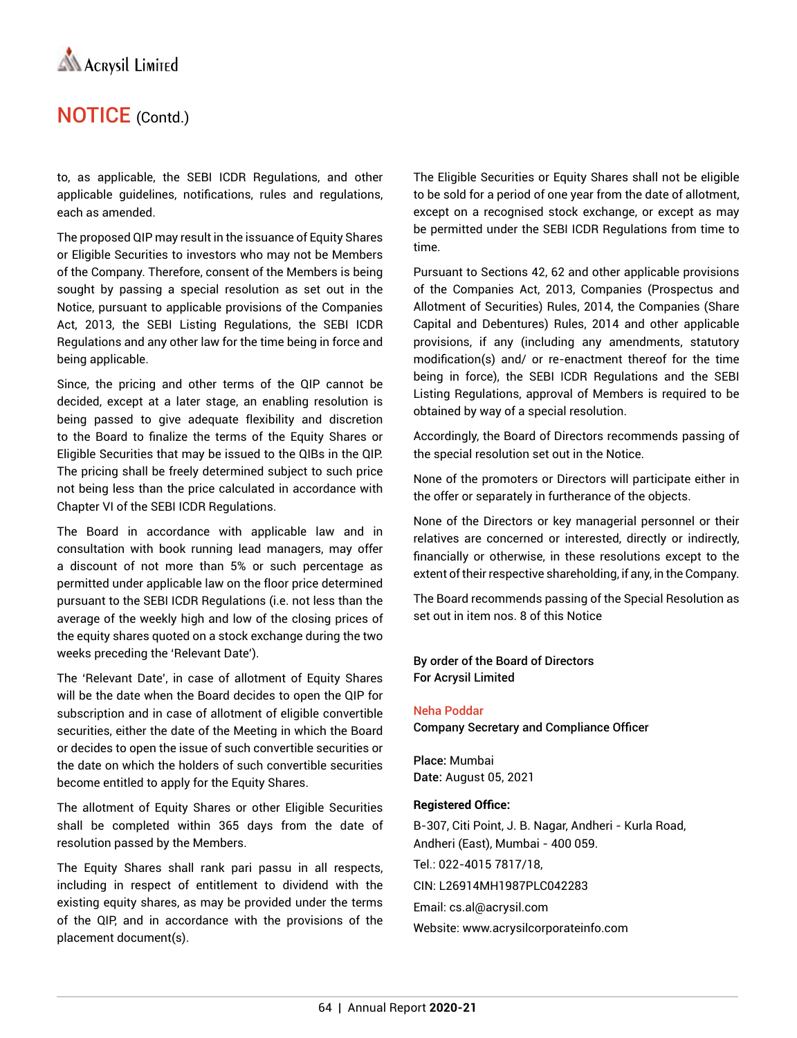## NOTICE (Contd.)

to, as applicable, the SEBI ICDR Regulations, and other applicable guidelines, notifications, rules and regulations, each as amended.

The proposed QIP may result in the issuance of Equity Shares or Eligible Securities to investors who may not be Members of the Company. Therefore, consent of the Members is being sought by passing a special resolution as set out in the Notice, pursuant to applicable provisions of the Companies Act, 2013, the SEBI Listing Regulations, the SEBI ICDR Regulations and any other law for the time being in force and being applicable.

Since, the pricing and other terms of the QIP cannot be decided, except at a later stage, an enabling resolution is being passed to give adequate flexibility and discretion to the Board to finalize the terms of the Equity Shares or Eligible Securities that may be issued to the QIBs in the QIP. The pricing shall be freely determined subject to such price not being less than the price calculated in accordance with Chapter VI of the SEBI ICDR Regulations.

The Board in accordance with applicable law and in consultation with book running lead managers, may offer a discount of not more than 5% or such percentage as permitted under applicable law on the floor price determined pursuant to the SEBI ICDR Regulations (i.e. not less than the average of the weekly high and low of the closing prices of the equity shares quoted on a stock exchange during the two weeks preceding the 'Relevant Date').

The 'Relevant Date', in case of allotment of Equity Shares will be the date when the Board decides to open the QIP for subscription and in case of allotment of eligible convertible securities, either the date of the Meeting in which the Board or decides to open the issue of such convertible securities or the date on which the holders of such convertible securities become entitled to apply for the Equity Shares.

The allotment of Equity Shares or other Eligible Securities shall be completed within 365 days from the date of resolution passed by the Members.

The Equity Shares shall rank pari passu in all respects, including in respect of entitlement to dividend with the existing equity shares, as may be provided under the terms of the QIP, and in accordance with the provisions of the placement document(s).

The Eligible Securities or Equity Shares shall not be eligible to be sold for a period of one year from the date of allotment, except on a recognised stock exchange, or except as may be permitted under the SEBI ICDR Regulations from time to time.

Pursuant to Sections 42, 62 and other applicable provisions of the Companies Act, 2013, Companies (Prospectus and Allotment of Securities) Rules, 2014, the Companies (Share Capital and Debentures) Rules, 2014 and other applicable provisions, if any (including any amendments, statutory modification(s) and/ or re-enactment thereof for the time being in force), the SEBI ICDR Regulations and the SEBI Listing Regulations, approval of Members is required to be obtained by way of a special resolution.

Accordingly, the Board of Directors recommends passing of the special resolution set out in the Notice.

None of the promoters or Directors will participate either in the offer or separately in furtherance of the objects.

None of the Directors or key managerial personnel or their relatives are concerned or interested, directly or indirectly, financially or otherwise, in these resolutions except to the extent of their respective shareholding, if any, in the Company.

The Board recommends passing of the Special Resolution as set out in item nos. 8 of this Notice

**By order of the Board of Directors**
**For Acrysil Limited**

Neha Poddar
**Company Secretary and Compliance Officer**

**Place:** Mumbai
**Date:** August 05, 2021

**Registered Office:**
B-307, Citi Point, J. B. Nagar, Andheri - Kurla Road, Andheri (East), Mumbai - 400 059.
Tel.: 022-4015 7817/18,
CIN: L26914MH1987PLC042283
Email: cs.al@acrysil.com
Website: www.acrysilcorporateinfo.com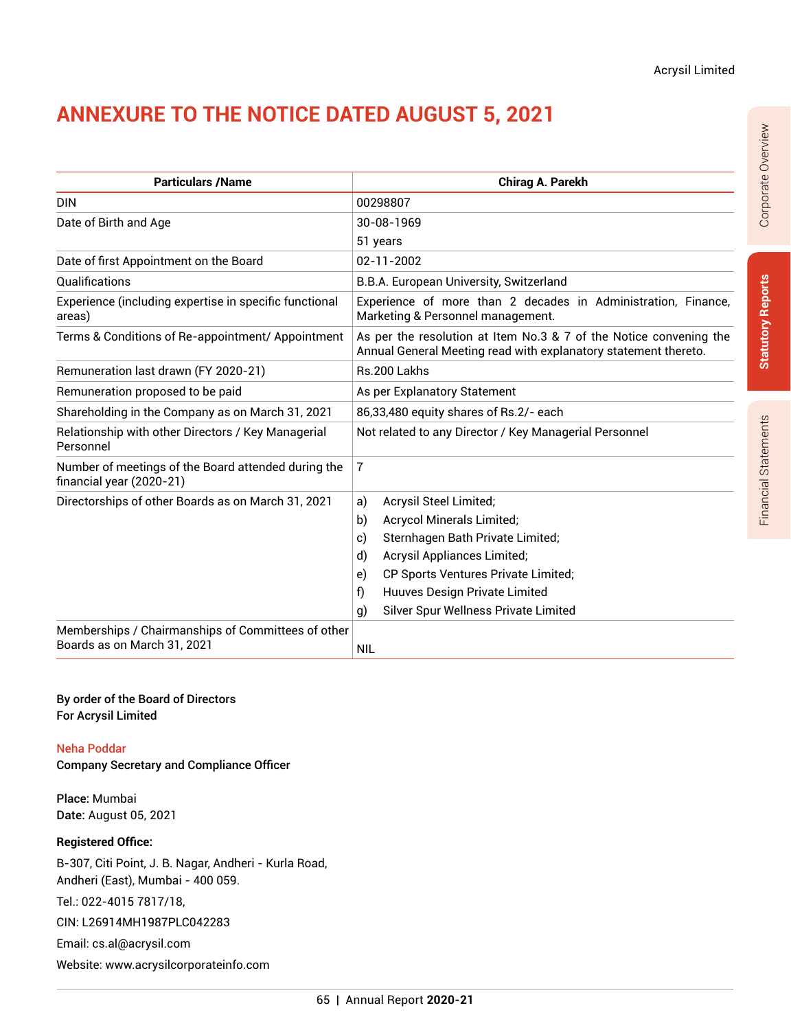# ANNEXURE TO THE NOTICE DATED AUGUST 5, 2021

| Particulars /Name | Chirag A. Parekh |
|---|---|
| DIN | 00298807 |
| Date of Birth and Age | 30-08-1969<br>51 years |
| Date of first Appointment on the Board | 02-11-2002 |
| Qualifications | B.B.A. European University, Switzerland |
| Experience (including expertise in specific functional areas) | Experience of more than 2 decades in Administration, Finance, Marketing & Personnel management. |
| Terms & Conditions of Re-appointment/ Appointment | As per the resolution at Item No.3 & 7 of the Notice convening the Annual General Meeting read with explanatory statement thereto. |
| Remuneration last drawn (FY 2020-21) | Rs.200 Lakhs |
| Remuneration proposed to be paid | As per Explanatory Statement |
| Shareholding in the Company as on March 31, 2021 | 86,33,480 equity shares of Rs.2/- each |
| Relationship with other Directors / Key Managerial Personnel | Not related to any Director / Key Managerial Personnel |
| Number of meetings of the Board attended during the financial year (2020-21) | 7 |
| Directorships of other Boards as on March 31, 2021 | a) Acrysil Steel Limited;<br>b) Acrycol Minerals Limited;<br>c) Sternhagen Bath Private Limited;<br>d) Acrysil Appliances Limited;<br>e) CP Sports Ventures Private Limited;<br>f) Huuves Design Private Limited<br>g) Silver Spur Wellness Private Limited |
| Memberships / Chairmanships of Committees of other Boards as on March 31, 2021 | NIL |

**By order of the Board of Directors**
**For Acrysil Limited**

Neha Poddar
**Company Secretary and Compliance Officer**

**Place:** Mumbai
**Date:** August 05, 2021

**Registered Office:**

B-307, Citi Point, J. B. Nagar, Andheri - Kurla Road,
Andheri (East), Mumbai - 400 059.

Tel.: 022-4015 7817/18,

CIN: L26914MH1987PLC042283

Email: cs.al@acrysil.com

Website: www.acrysilcorporateinfo.com